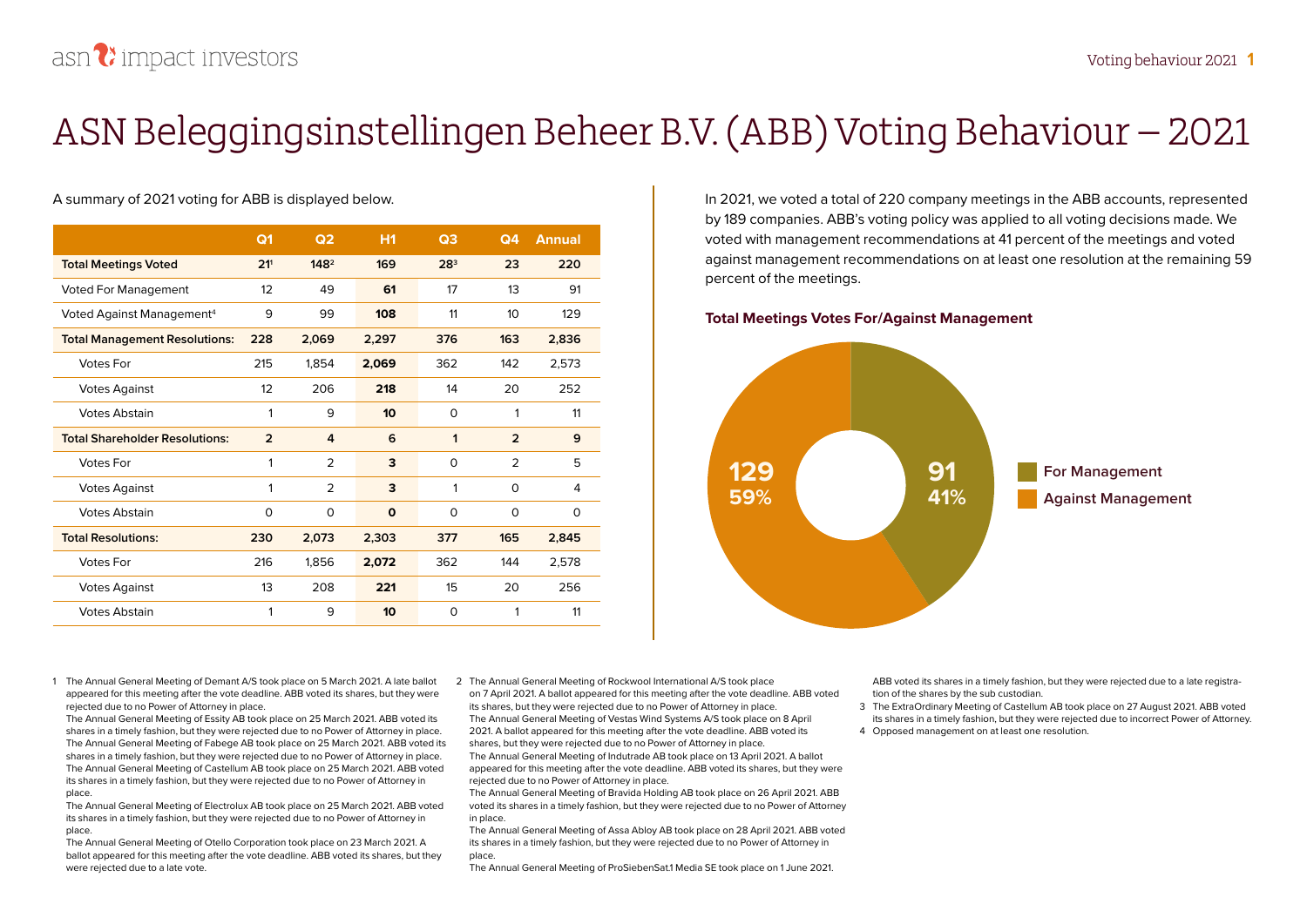# ASN Beleggingsinstellingen Beheer B.V. (ABB) Voting Behaviour – 2021

A summary of 2021 voting for ABB is displayed below.

| | Q1 | Q2 | H1 | Q3 | Q4 | Annual |
|---|---|---|---|---|---|---|
| **Total Meetings Voted** | **21**[1] | **148**[2] | **169** | **28**[3] | **23** | **220** |
| Voted For Management | 12 | 49 | **61** | 17 | 13 | 91 |
| Voted Against Management[4] | 9 | 99 | **108** | 11 | 10 | 129 |
| **Total Management Resolutions:** | **228** | **2,069** | **2,297** | **376** | **163** | **2,836** |
| Votes For | 215 | 1,854 | **2,069** | 362 | 142 | 2,573 |
| Votes Against | 12 | 206 | **218** | 14 | 20 | 252 |
| Votes Abstain | 1 | 9 | **10** | 0 | 1 | 11 |
| **Total Shareholder Resolutions:** | **2** | **4** | **6** | **1** | **2** | **9** |
| Votes For | 1 | 2 | **3** | 0 | 2 | 5 |
| Votes Against | 1 | 2 | **3** | 1 | 0 | 4 |
| Votes Abstain | 0 | 0 | **0** | 0 | 0 | 0 |
| **Total Resolutions:** | **230** | **2,073** | **2,303** | **377** | **165** | **2,845** |
| Votes For | 216 | 1,856 | **2,072** | 362 | 144 | 2,578 |
| Votes Against | 13 | 208 | **221** | 15 | 20 | 256 |
| Votes Abstain | 1 | 9 | **10** | 0 | 1 | 11 |

In 2021, we voted a total of 220 company meetings in the ABB accounts, represented by 189 companies. ABB's voting policy was applied to all voting decisions made. We voted with management recommendations at 41 percent of the meetings and voted against management recommendations on at least one resolution at the remaining 59 percent of the meetings.

**Total Meetings Votes For/Against Management**

| | Meetings | Percentage |
|---|---|---|
| For Management | 91 | 41% |
| Against Management | 129 | 59% |

1 The Annual General Meeting of Demant A/S took place on 5 March 2021. A late ballot appeared for this meeting after the vote deadline. ABB voted its shares, but they were rejected due to no Power of Attorney in place.
The Annual General Meeting of Essity AB took place on 25 March 2021. ABB voted its shares in a timely fashion, but they were rejected due to no Power of Attorney in place.
The Annual General Meeting of Fabege AB took place on 25 March 2021. ABB voted its shares in a timely fashion, but they were rejected due to no Power of Attorney in place.
The Annual General Meeting of Castellum AB took place on 25 March 2021. ABB voted its shares in a timely fashion, but they were rejected due to no Power of Attorney in place.
The Annual General Meeting of Electrolux AB took place on 25 March 2021. ABB voted its shares in a timely fashion, but they were rejected due to no Power of Attorney in place.
The Annual General Meeting of Otello Corporation took place on 23 March 2021. A ballot appeared for this meeting after the vote deadline. ABB voted its shares, but they were rejected due to a late vote.

2 The Annual General Meeting of Rockwool International A/S took place on 7 April 2021. A ballot appeared for this meeting after the vote deadline. ABB voted its shares, but they were rejected due to no Power of Attorney in place.
The Annual General Meeting of Vestas Wind Systems A/S took place on 8 April 2021. A ballot appeared for this meeting after the vote deadline. ABB voted its shares, but they were rejected due to no Power of Attorney in place.
The Annual General Meeting of Indutrade AB took place on 13 April 2021. A ballot appeared for this meeting after the vote deadline. ABB voted its shares, but they were rejected due to no Power of Attorney in place.
The Annual General Meeting of Bravida Holding AB took place on 26 April 2021. ABB voted its shares in a timely fashion, but they were rejected due to no Power of Attorney in place.
The Annual General Meeting of Assa Abloy AB took place on 28 April 2021. ABB voted its shares in a timely fashion, but they were rejected due to no Power of Attorney in place.
The Annual General Meeting of ProSiebenSat.1 Media SE took place on 1 June 2021. ABB voted its shares in a timely fashion, but they were rejected due to a late registration of the shares by the sub custodian.

3 The ExtraOrdinary Meeting of Castellum AB took place on 27 August 2021. ABB voted its shares in a timely fashion, but they were rejected due to incorrect Power of Attorney.

4 Opposed management on at least one resolution.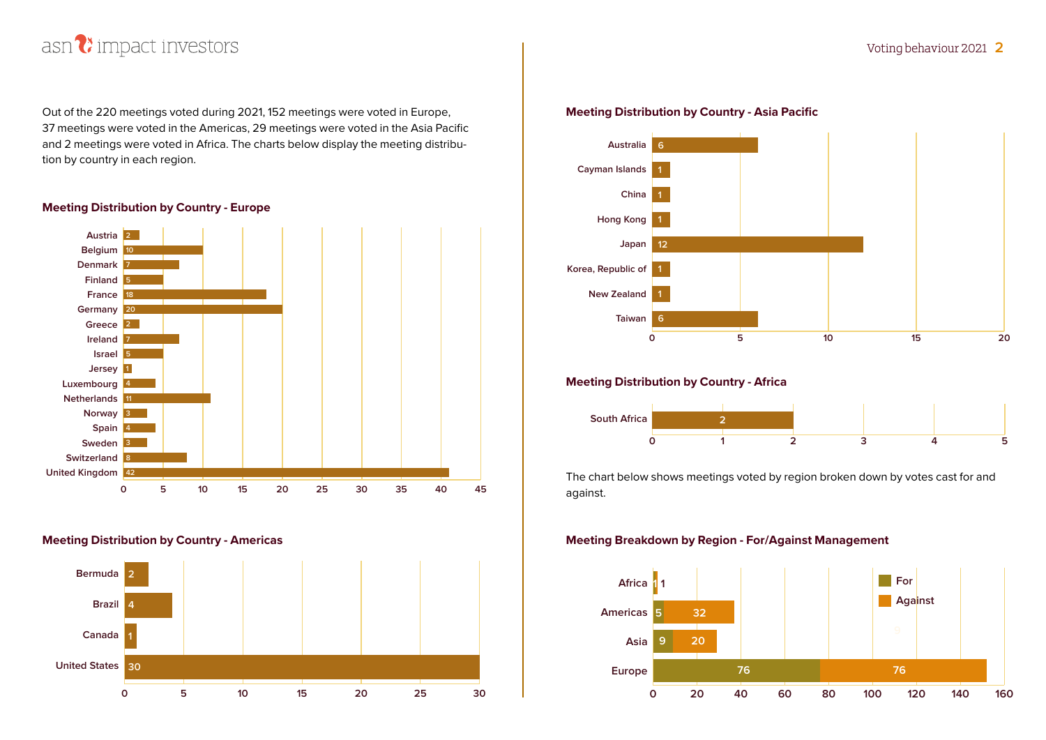Out of the 220 meetings voted during 2021, 152 meetings were voted in Europe, 37 meetings were voted in the Americas, 29 meetings were voted in the Asia Pacific and 2 meetings were voted in Africa. The charts below display the meeting distribution by country in each region.

### Meeting Distribution by Country - Europe

| Country | Meetings |
|---|---|
| Austria | 2 |
| Belgium | 10 |
| Denmark | 7 |
| Finland | 5 |
| France | 18 |
| Germany | 20 |
| Greece | 2 |
| Ireland | 7 |
| Israel | 5 |
| Jersey | 1 |
| Luxembourg | 4 |
| Netherlands | 11 |
| Norway | 3 |
| Spain | 4 |
| Sweden | 3 |
| Switzerland | 8 |
| United Kingdom | 42 |

### Meeting Distribution by Country - Americas

| Country | Meetings |
|---|---|
| Bermuda | 2 |
| Brazil | 4 |
| Canada | 1 |
| United States | 30 |

### Meeting Distribution by Country - Asia Pacific

| Country | Meetings |
|---|---|
| Australia | 6 |
| Cayman Islands | 1 |
| China | 1 |
| Hong Kong | 1 |
| Japan | 12 |
| Korea, Republic of | 1 |
| New Zealand | 1 |
| Taiwan | 6 |

### Meeting Distribution by Country - Africa

| Country | Meetings |
|---|---|
| South Africa | 2 |

The chart below shows meetings voted by region broken down by votes cast for and against.

### Meeting Breakdown by Region - For/Against Management

| Region | For | Against |
|---|---|---|
| Africa | 1 | 1 |
| Americas | 5 | 32 |
| Asia | 9 | 20 |
| Europe | 76 | 76 |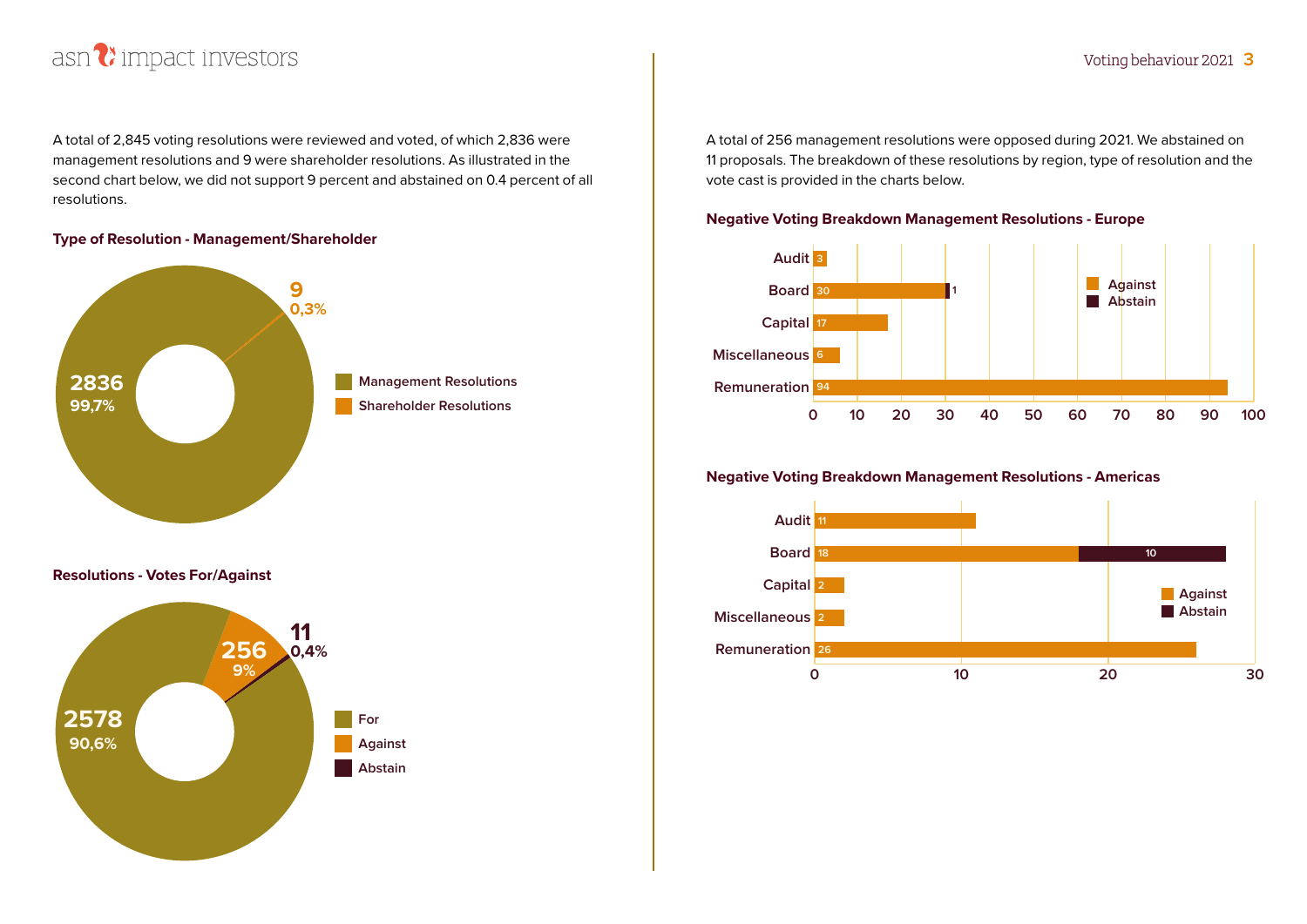A total of 2,845 voting resolutions were reviewed and voted, of which 2,836 were management resolutions and 9 were shareholder resolutions. As illustrated in the second chart below, we did not support 9 percent and abstained on 0.4 percent of all resolutions.

**Type of Resolution - Management/Shareholder**

| Type | Number | Percentage |
| --- | --- | --- |
| Management Resolutions | 2836 | 99,7% |
| Shareholder Resolutions | 9 | 0,3% |

**Resolutions - Votes For/Against**

| Vote | Number | Percentage |
| --- | --- | --- |
| For | 2578 | 90,6% |
| Against | 256 | 9% |
| Abstain | 11 | 0,4% |

A total of 256 management resolutions were opposed during 2021. We abstained on 11 proposals. The breakdown of these resolutions by region, type of resolution and the vote cast is provided in the charts below.

**Negative Voting Breakdown Management Resolutions - Europe**

| Category | Against | Abstain |
| --- | --- | --- |
| Audit | 3 | |
| Board | 30 | 1 |
| Capital | 17 | |
| Miscellaneous | 6 | |
| Remuneration | 94 | |

**Negative Voting Breakdown Management Resolutions - Americas**

| Category | Against | Abstain |
| --- | --- | --- |
| Audit | 11 | |
| Board | 18 | 10 |
| Capital | 2 | |
| Miscellaneous | 2 | |
| Remuneration | 26 | |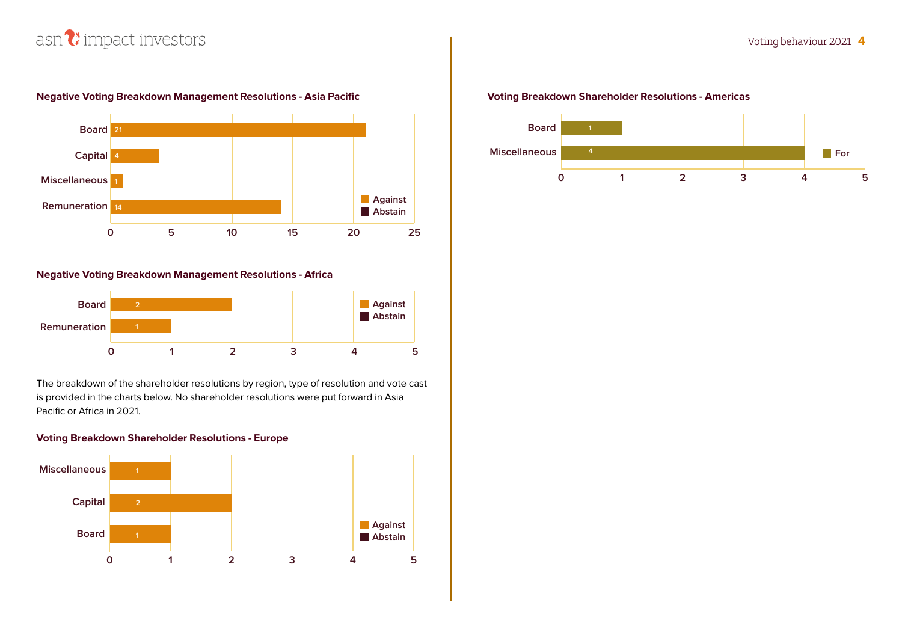### Negative Voting Breakdown Management Resolutions - Asia Pacific

| Category | Against | Abstain |
|---|---|---|
| Board | 21 | |
| Capital | 4 | |
| Miscellaneous | 1 | |
| Remuneration | 14 | |

### Negative Voting Breakdown Management Resolutions - Africa

| Category | Against | Abstain |
|---|---|---|
| Board | 2 | |
| Remuneration | 1 | |

The breakdown of the shareholder resolutions by region, type of resolution and vote cast is provided in the charts below. No shareholder resolutions were put forward in Asia Pacific or Africa in 2021.

### Voting Breakdown Shareholder Resolutions - Europe

| Category | Against | Abstain |
|---|---|---|
| Miscellaneous | 1 | |
| Capital | 2 | |
| Board | 1 | |

### Voting Breakdown Shareholder Resolutions - Americas

| Category | For |
|---|---|
| Board | 1 |
| Miscellaneous | 4 |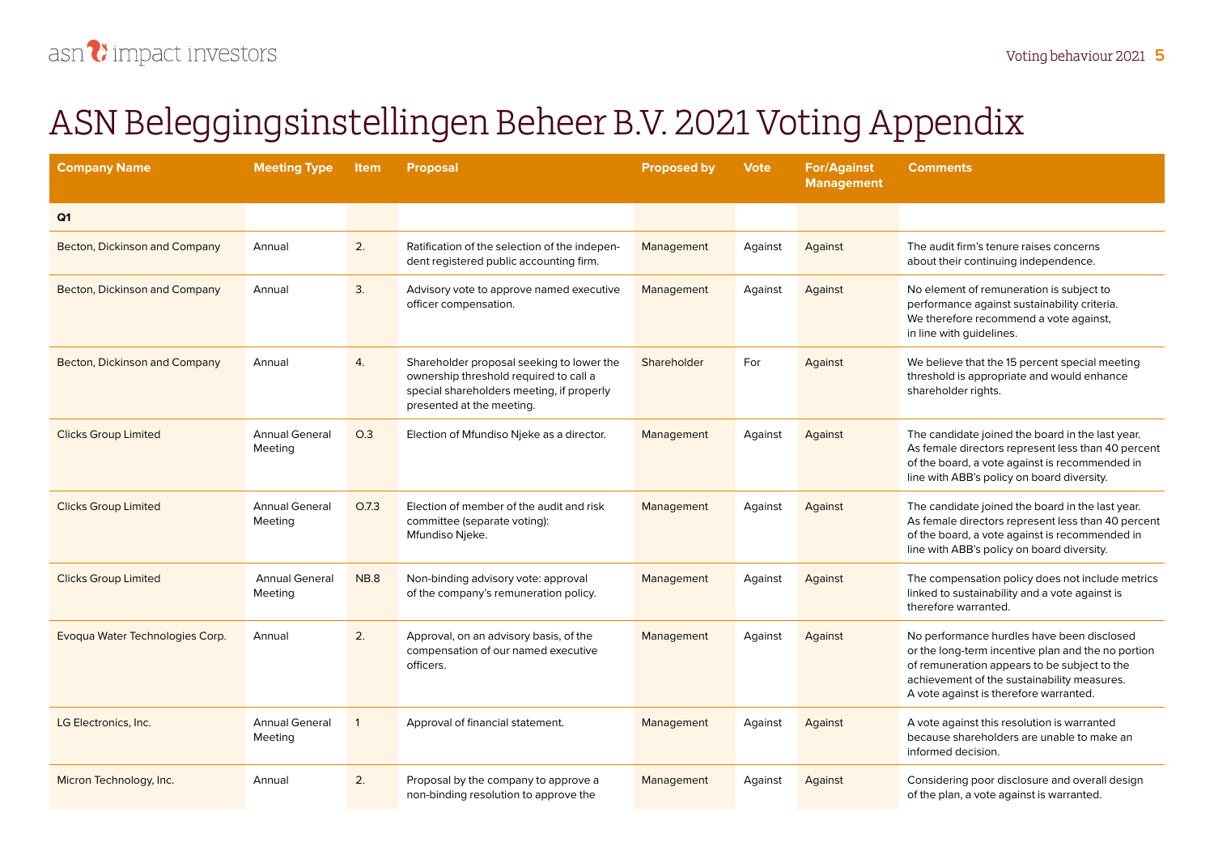# ASN Beleggingsinstellingen Beheer B.V. 2021 Voting Appendix

| Company Name | Meeting Type | Item | Proposal | Proposed by | Vote | For/Against Management | Comments |
|---|---|---|---|---|---|---|---|
| **Q1** | | | | | | | |
| Becton, Dickinson and Company | Annual | 2. | Ratification of the selection of the independent registered public accounting firm. | Management | Against | Against | The audit firm's tenure raises concerns about their continuing independence. |
| Becton, Dickinson and Company | Annual | 3. | Advisory vote to approve named executive officer compensation. | Management | Against | Against | No element of remuneration is subject to performance against sustainability criteria. We therefore recommend a vote against, in line with guidelines. |
| Becton, Dickinson and Company | Annual | 4. | Shareholder proposal seeking to lower the ownership threshold required to call a special shareholders meeting, if properly presented at the meeting. | Shareholder | For | Against | We believe that the 15 percent special meeting threshold is appropriate and would enhance shareholder rights. |
| Clicks Group Limited | Annual General Meeting | O.3 | Election of Mfundiso Njeke as a director. | Management | Against | Against | The candidate joined the board in the last year. As female directors represent less than 40 percent of the board, a vote against is recommended in line with ABB's policy on board diversity. |
| Clicks Group Limited | Annual General Meeting | O.7.3 | Election of member of the audit and risk committee (separate voting): Mfundiso Njeke. | Management | Against | Against | The candidate joined the board in the last year. As female directors represent less than 40 percent of the board, a vote against is recommended in line with ABB's policy on board diversity. |
| Clicks Group Limited | Annual General Meeting | NB.8 | Non-binding advisory vote: approval of the company's remuneration policy. | Management | Against | Against | The compensation policy does not include metrics linked to sustainability and a vote against is therefore warranted. |
| Evoqua Water Technologies Corp. | Annual | 2. | Approval, on an advisory basis, of the compensation of our named executive officers. | Management | Against | Against | No performance hurdles have been disclosed or the long-term incentive plan and the no portion of remuneration appears to be subject to the achievement of the sustainability measures. A vote against is therefore warranted. |
| LG Electronics, Inc. | Annual General Meeting | 1 | Approval of financial statement. | Management | Against | Against | A vote against this resolution is warranted because shareholders are unable to make an informed decision. |
| Micron Technology, Inc. | Annual | 2. | Proposal by the company to approve a non-binding resolution to approve the | Management | Against | Against | Considering poor disclosure and overall design of the plan, a vote against is warranted. |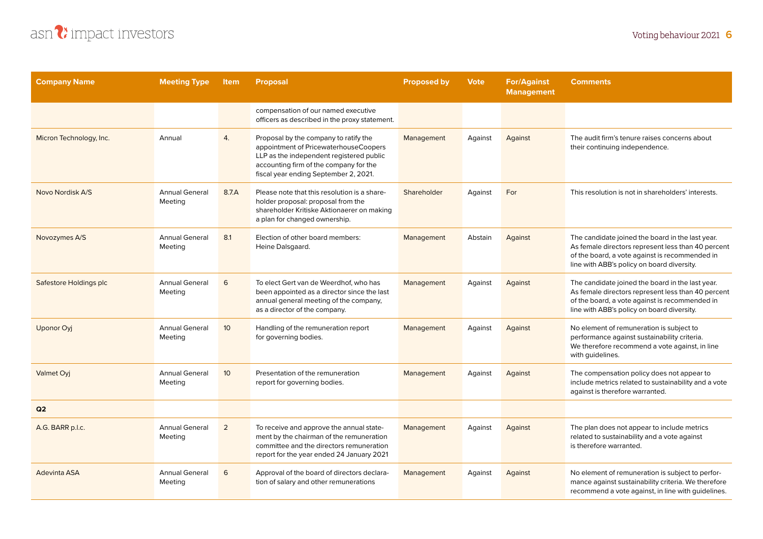| Company Name | Meeting Type | Item | Proposal | Proposed by | Vote | For/Against Management | Comments |
|---|---|---|---|---|---|---|---|
| | | | compensation of our named executive officers as described in the proxy statement. | | | | |
| Micron Technology, Inc. | Annual | 4. | Proposal by the company to ratify the appointment of PricewaterhouseCoopers LLP as the independent registered public accounting firm of the company for the fiscal year ending September 2, 2021. | Management | Against | Against | The audit firm's tenure raises concerns about their continuing independence. |
| Novo Nordisk A/S | Annual General Meeting | 8.7.A | Please note that this resolution is a share-holder proposal: proposal from the shareholder Kritiske Aktionaerer on making a plan for changed ownership. | Shareholder | Against | For | This resolution is not in shareholders' interests. |
| Novozymes A/S | Annual General Meeting | 8.1 | Election of other board members: Heine Dalsgaard. | Management | Abstain | Against | The candidate joined the board in the last year. As female directors represent less than 40 percent of the board, a vote against is recommended in line with ABB's policy on board diversity. |
| Safestore Holdings plc | Annual General Meeting | 6 | To elect Gert van de Weerdhof, who has been appointed as a director since the last annual general meeting of the company, as a director of the company. | Management | Against | Against | The candidate joined the board in the last year. As female directors represent less than 40 percent of the board, a vote against is recommended in line with ABB's policy on board diversity. |
| Uponor Oyj | Annual General Meeting | 10 | Handling of the remuneration report for governing bodies. | Management | Against | Against | No element of remuneration is subject to performance against sustainability criteria. We therefore recommend a vote against, in line with guidelines. |
| Valmet Oyj | Annual General Meeting | 10 | Presentation of the remuneration report for governing bodies. | Management | Against | Against | The compensation policy does not appear to include metrics related to sustainability and a vote against is therefore warranted. |
| **Q2** | | | | | | | |
| A.G. BARR p.l.c. | Annual General Meeting | 2 | To receive and approve the annual state-ment by the chairman of the remuneration committee and the directors remuneration report for the year ended 24 January 2021 | Management | Against | Against | The plan does not appear to include metrics related to sustainability and a vote against is therefore warranted. |
| Adevinta ASA | Annual General Meeting | 6 | Approval of the board of directors declara-tion of salary and other remunerations | Management | Against | Against | No element of remuneration is subject to perfor-mance against sustainability criteria. We therefore recommend a vote against, in line with guidelines. |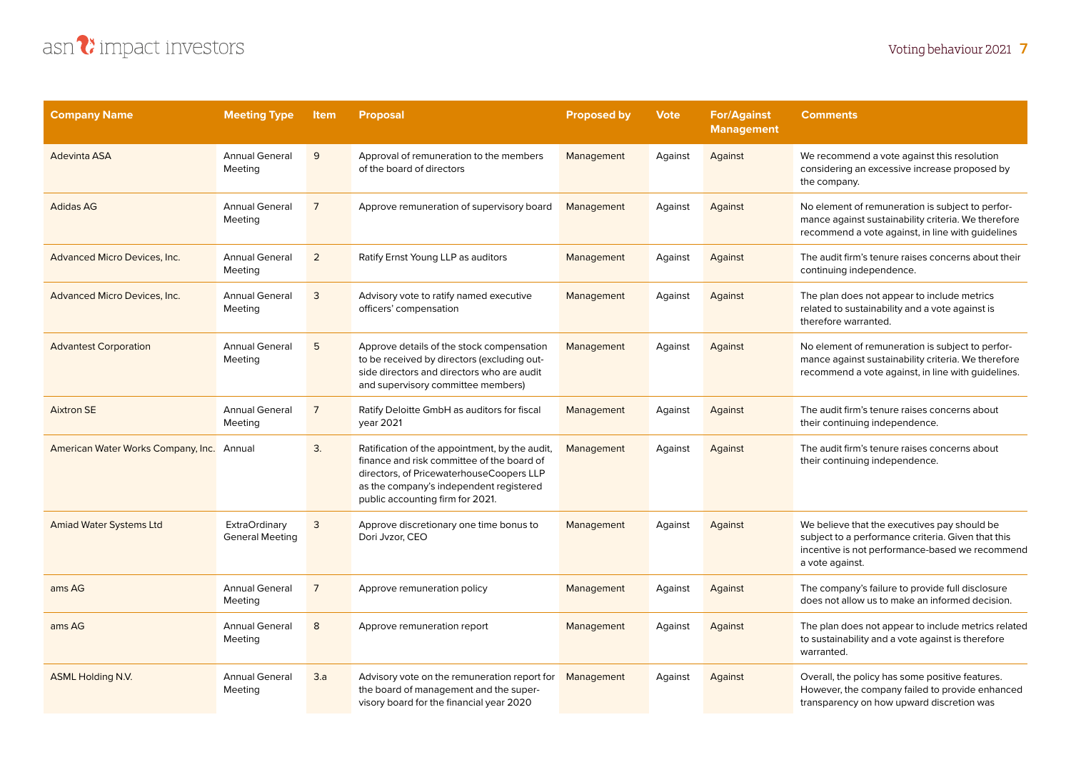| Company Name | Meeting Type | Item | Proposal | Proposed by | Vote | For/Against Management | Comments |
|---|---|---|---|---|---|---|---|
| Adevinta ASA | Annual General Meeting | 9 | Approval of remuneration to the members of the board of directors | Management | Against | Against | We recommend a vote against this resolution considering an excessive increase proposed by the company. |
| Adidas AG | Annual General Meeting | 7 | Approve remuneration of supervisory board | Management | Against | Against | No element of remuneration is subject to performance against sustainability criteria. We therefore recommend a vote against, in line with guidelines |
| Advanced Micro Devices, Inc. | Annual General Meeting | 2 | Ratify Ernst Young LLP as auditors | Management | Against | Against | The audit firm's tenure raises concerns about their continuing independence. |
| Advanced Micro Devices, Inc. | Annual General Meeting | 3 | Advisory vote to ratify named executive officers' compensation | Management | Against | Against | The plan does not appear to include metrics related to sustainability and a vote against is therefore warranted. |
| Advantest Corporation | Annual General Meeting | 5 | Approve details of the stock compensation to be received by directors (excluding outside directors and directors who are audit and supervisory committee members) | Management | Against | Against | No element of remuneration is subject to performance against sustainability criteria. We therefore recommend a vote against, in line with guidelines. |
| Aixtron SE | Annual General Meeting | 7 | Ratify Deloitte GmbH as auditors for fiscal year 2021 | Management | Against | Against | The audit firm's tenure raises concerns about their continuing independence. |
| American Water Works Company, Inc. | Annual | 3. | Ratification of the appointment, by the audit, finance and risk committee of the board of directors, of PricewaterhouseCoopers LLP as the company's independent registered public accounting firm for 2021. | Management | Against | Against | The audit firm's tenure raises concerns about their continuing independence. |
| Amiad Water Systems Ltd | ExtraOrdinary General Meeting | 3 | Approve discretionary one time bonus to Dori Jvzor, CEO | Management | Against | Against | We believe that the executives pay should be subject to a performance criteria. Given that this incentive is not performance-based we recommend a vote against. |
| ams AG | Annual General Meeting | 7 | Approve remuneration policy | Management | Against | Against | The company's failure to provide full disclosure does not allow us to make an informed decision. |
| ams AG | Annual General Meeting | 8 | Approve remuneration report | Management | Against | Against | The plan does not appear to include metrics related to sustainability and a vote against is therefore warranted. |
| ASML Holding N.V. | Annual General Meeting | 3.a | Advisory vote on the remuneration report for the board of management and the supervisory board for the financial year 2020 | Management | Against | Against | Overall, the policy has some positive features. However, the company failed to provide enhanced transparency on how upward discretion was |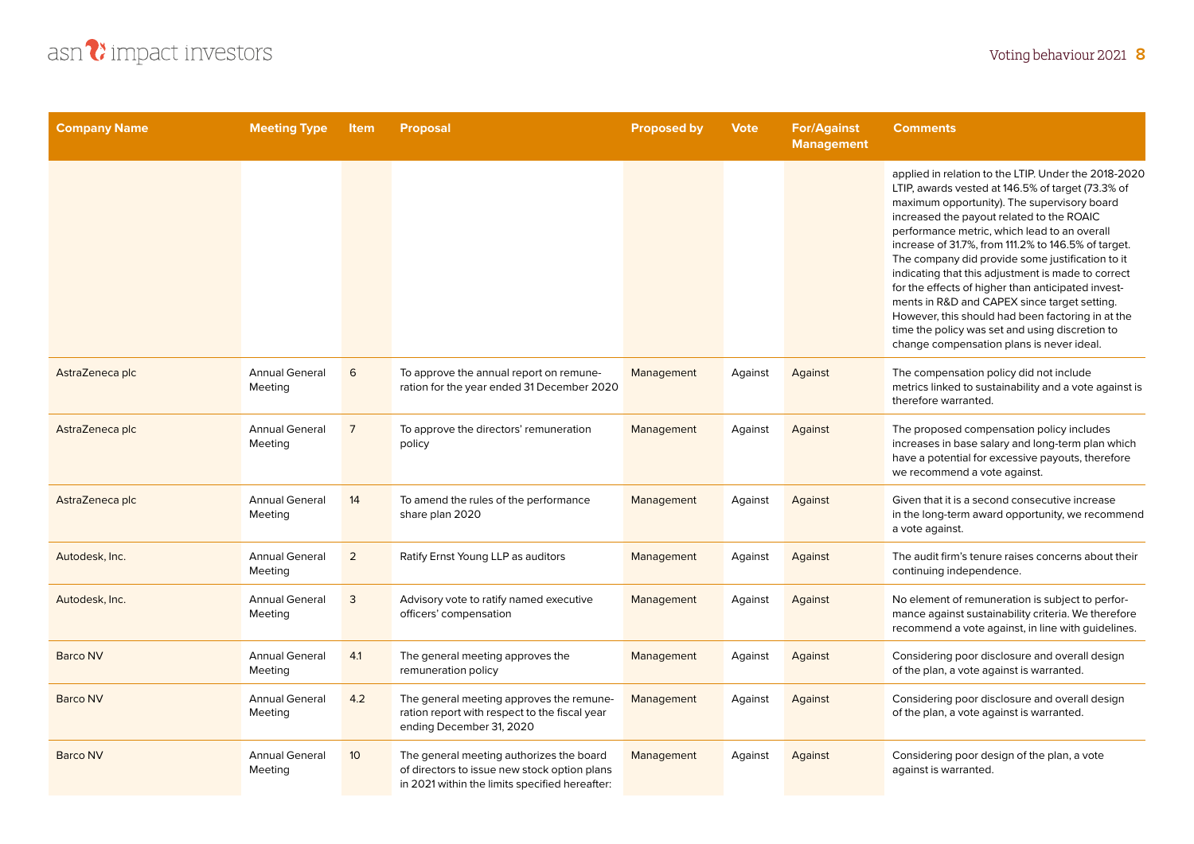| Company Name | Meeting Type | Item | Proposal | Proposed by | Vote | For/Against Management | Comments |
|---|---|---|---|---|---|---|---|
| | | | | | | | applied in relation to the LTIP. Under the 2018-2020 LTIP, awards vested at 146.5% of target (73.3% of maximum opportunity). The supervisory board increased the payout related to the ROAIC performance metric, which lead to an overall increase of 31.7%, from 111.2% to 146.5% of target. The company did provide some justification to it indicating that this adjustment is made to correct for the effects of higher than anticipated investments in R&D and CAPEX since target setting. However, this should had been factoring in at the time the policy was set and using discretion to change compensation plans is never ideal. |
| AstraZeneca plc | Annual General Meeting | 6 | To approve the annual report on remuneration for the year ended 31 December 2020 | Management | Against | Against | The compensation policy did not include metrics linked to sustainability and a vote against is therefore warranted. |
| AstraZeneca plc | Annual General Meeting | 7 | To approve the directors' remuneration policy | Management | Against | Against | The proposed compensation policy includes increases in base salary and long-term plan which have a potential for excessive payouts, therefore we recommend a vote against. |
| AstraZeneca plc | Annual General Meeting | 14 | To amend the rules of the performance share plan 2020 | Management | Against | Against | Given that it is a second consecutive increase in the long-term award opportunity, we recommend a vote against. |
| Autodesk, Inc. | Annual General Meeting | 2 | Ratify Ernst Young LLP as auditors | Management | Against | Against | The audit firm's tenure raises concerns about their continuing independence. |
| Autodesk, Inc. | Annual General Meeting | 3 | Advisory vote to ratify named executive officers' compensation | Management | Against | Against | No element of remuneration is subject to performance against sustainability criteria. We therefore recommend a vote against, in line with guidelines. |
| Barco NV | Annual General Meeting | 4.1 | The general meeting approves the remuneration policy | Management | Against | Against | Considering poor disclosure and overall design of the plan, a vote against is warranted. |
| Barco NV | Annual General Meeting | 4.2 | The general meeting approves the remuneration report with respect to the fiscal year ending December 31, 2020 | Management | Against | Against | Considering poor disclosure and overall design of the plan, a vote against is warranted. |
| Barco NV | Annual General Meeting | 10 | The general meeting authorizes the board of directors to issue new stock option plans in 2021 within the limits specified hereafter: | Management | Against | Against | Considering poor design of the plan, a vote against is warranted. |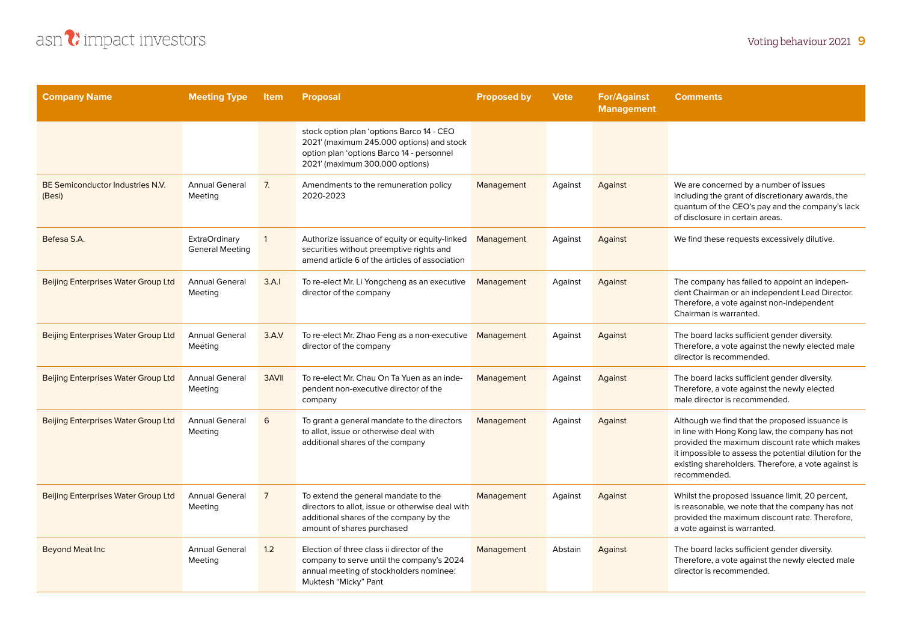| Company Name | Meeting Type | Item | Proposal | Proposed by | Vote | For/Against Management | Comments |
|---|---|---|---|---|---|---|---|
| | | | stock option plan 'options Barco 14 - CEO 2021' (maximum 245.000 options) and stock option plan 'options Barco 14 - personnel 2021' (maximum 300.000 options) | | | | |
| BE Semiconductor Industries N.V. (Besi) | Annual General Meeting | 7. | Amendments to the remuneration policy 2020-2023 | Management | Against | Against | We are concerned by a number of issues including the grant of discretionary awards, the quantum of the CEO's pay and the company's lack of disclosure in certain areas. |
| Befesa S.A. | ExtraOrdinary General Meeting | 1 | Authorize issuance of equity or equity-linked securities without preemptive rights and amend article 6 of the articles of association | Management | Against | Against | We find these requests excessively dilutive. |
| Beijing Enterprises Water Group Ltd | Annual General Meeting | 3.A.I | To re-elect Mr. Li Yongcheng as an executive director of the company | Management | Against | Against | The company has failed to appoint an independent Chairman or an independent Lead Director. Therefore, a vote against non-independent Chairman is warranted. |
| Beijing Enterprises Water Group Ltd | Annual General Meeting | 3.A.V | To re-elect Mr. Zhao Feng as a non-executive director of the company | Management | Against | Against | The board lacks sufficient gender diversity. Therefore, a vote against the newly elected male director is recommended. |
| Beijing Enterprises Water Group Ltd | Annual General Meeting | 3AVII | To re-elect Mr. Chau On Ta Yuen as an independent non-executive director of the company | Management | Against | Against | The board lacks sufficient gender diversity. Therefore, a vote against the newly elected male director is recommended. |
| Beijing Enterprises Water Group Ltd | Annual General Meeting | 6 | To grant a general mandate to the directors to allot, issue or otherwise deal with additional shares of the company | Management | Against | Against | Although we find that the proposed issuance is in line with Hong Kong law, the company has not provided the maximum discount rate which makes it impossible to assess the potential dilution for the existing shareholders. Therefore, a vote against is recommended. |
| Beijing Enterprises Water Group Ltd | Annual General Meeting | 7 | To extend the general mandate to the directors to allot, issue or otherwise deal with additional shares of the company by the amount of shares purchased | Management | Against | Against | Whilst the proposed issuance limit, 20 percent, is reasonable, we note that the company has not provided the maximum discount rate. Therefore, a vote against is warranted. |
| Beyond Meat Inc | Annual General Meeting | 1.2 | Election of three class ii director of the company to serve until the company's 2024 annual meeting of stockholders nominee: Muktesh "Micky" Pant | Management | Abstain | Against | The board lacks sufficient gender diversity. Therefore, a vote against the newly elected male director is recommended. |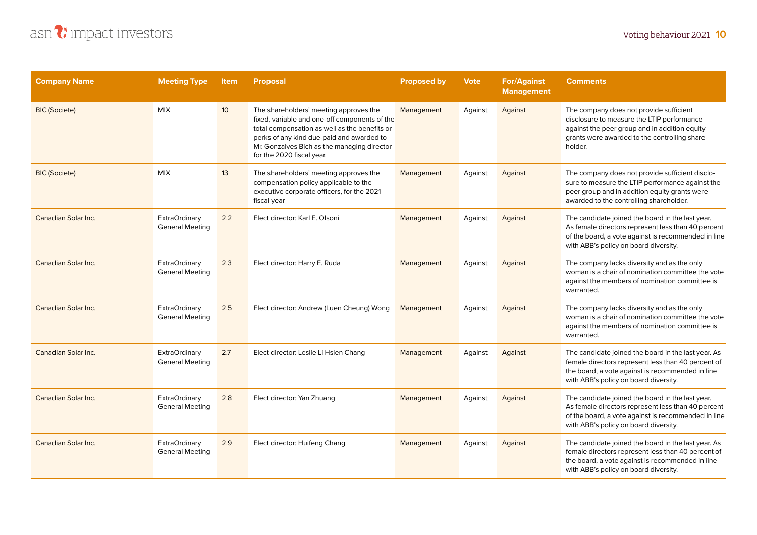| Company Name | Meeting Type | Item | Proposal | Proposed by | Vote | For/Against Management | Comments |
|---|---|---|---|---|---|---|---|
| BIC (Societe) | MIX | 10 | The shareholders' meeting approves the fixed, variable and one-off components of the total compensation as well as the benefits or perks of any kind due-paid and awarded to Mr. Gonzalves Bich as the managing director for the 2020 fiscal year. | Management | Against | Against | The company does not provide sufficient disclosure to measure the LTIP performance against the peer group and in addition equity grants were awarded to the controlling share-holder. |
| BIC (Societe) | MIX | 13 | The shareholders' meeting approves the compensation policy applicable to the executive corporate officers, for the 2021 fiscal year | Management | Against | Against | The company does not provide sufficient disclo-sure to measure the LTIP performance against the peer group and in addition equity grants were awarded to the controlling shareholder. |
| Canadian Solar Inc. | ExtraOrdinary General Meeting | 2.2 | Elect director: Karl E. Olsoni | Management | Against | Against | The candidate joined the board in the last year. As female directors represent less than 40 percent of the board, a vote against is recommended in line with ABB's policy on board diversity. |
| Canadian Solar Inc. | ExtraOrdinary General Meeting | 2.3 | Elect director: Harry E. Ruda | Management | Against | Against | The company lacks diversity and as the only woman is a chair of nomination committee the vote against the members of nomination committee is warranted. |
| Canadian Solar Inc. | ExtraOrdinary General Meeting | 2.5 | Elect director: Andrew (Luen Cheung) Wong | Management | Against | Against | The company lacks diversity and as the only woman is a chair of nomination committee the vote against the members of nomination committee is warranted. |
| Canadian Solar Inc. | ExtraOrdinary General Meeting | 2.7 | Elect director: Leslie Li Hsien Chang | Management | Against | Against | The candidate joined the board in the last year. As female directors represent less than 40 percent of the board, a vote against is recommended in line with ABB's policy on board diversity. |
| Canadian Solar Inc. | ExtraOrdinary General Meeting | 2.8 | Elect director: Yan Zhuang | Management | Against | Against | The candidate joined the board in the last year. As female directors represent less than 40 percent of the board, a vote against is recommended in line with ABB's policy on board diversity. |
| Canadian Solar Inc. | ExtraOrdinary General Meeting | 2.9 | Elect director: Huifeng Chang | Management | Against | Against | The candidate joined the board in the last year. As female directors represent less than 40 percent of the board, a vote against is recommended in line with ABB's policy on board diversity. |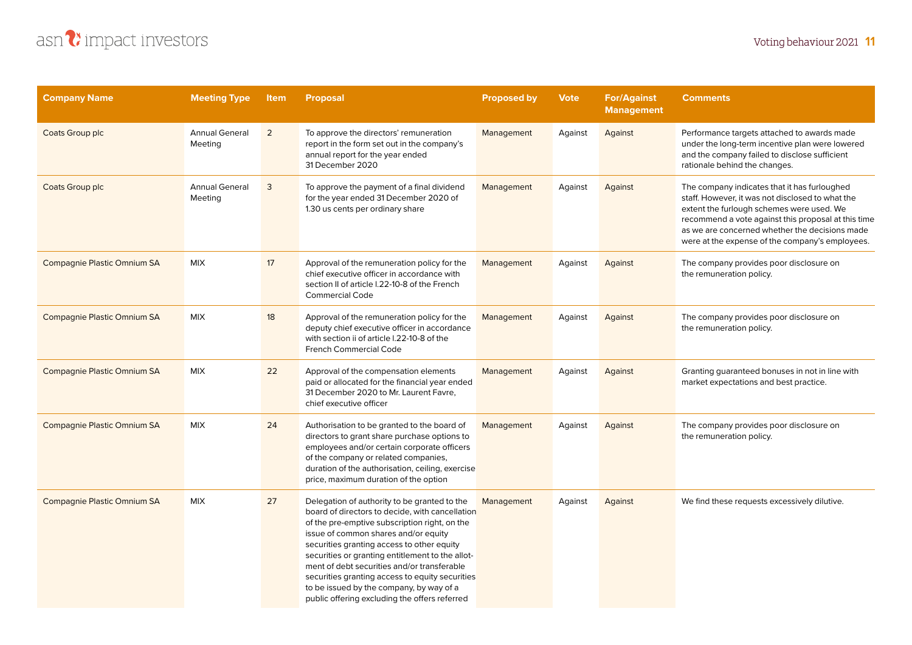| Company Name | Meeting Type | Item | Proposal | Proposed by | Vote | For/Against Management | Comments |
|---|---|---|---|---|---|---|---|
| Coats Group plc | Annual General Meeting | 2 | To approve the directors' remuneration report in the form set out in the company's annual report for the year ended 31 December 2020 | Management | Against | Against | Performance targets attached to awards made under the long-term incentive plan were lowered and the company failed to disclose sufficient rationale behind the changes. |
| Coats Group plc | Annual General Meeting | 3 | To approve the payment of a final dividend for the year ended 31 December 2020 of 1.30 us cents per ordinary share | Management | Against | Against | The company indicates that it has furloughed staff. However, it was not disclosed to what the extent the furlough schemes were used. We recommend a vote against this proposal at this time as we are concerned whether the decisions made were at the expense of the company's employees. |
| Compagnie Plastic Omnium SA | MIX | 17 | Approval of the remuneration policy for the chief executive officer in accordance with section II of article l.22-10-8 of the French Commercial Code | Management | Against | Against | The company provides poor disclosure on the remuneration policy. |
| Compagnie Plastic Omnium SA | MIX | 18 | Approval of the remuneration policy for the deputy chief executive officer in accordance with section ii of article l.22-10-8 of the French Commercial Code | Management | Against | Against | The company provides poor disclosure on the remuneration policy. |
| Compagnie Plastic Omnium SA | MIX | 22 | Approval of the compensation elements paid or allocated for the financial year ended 31 December 2020 to Mr. Laurent Favre, chief executive officer | Management | Against | Against | Granting guaranteed bonuses in not in line with market expectations and best practice. |
| Compagnie Plastic Omnium SA | MIX | 24 | Authorisation to be granted to the board of directors to grant share purchase options to employees and/or certain corporate officers of the company or related companies, duration of the authorisation, ceiling, exercise price, maximum duration of the option | Management | Against | Against | The company provides poor disclosure on the remuneration policy. |
| Compagnie Plastic Omnium SA | MIX | 27 | Delegation of authority to be granted to the board of directors to decide, with cancellation of the pre-emptive subscription right, on the issue of common shares and/or equity securities granting access to other equity securities or granting entitlement to the allotment of debt securities and/or transferable securities granting access to equity securities to be issued by the company, by way of a public offering excluding the offers referred | Management | Against | Against | We find these requests excessively dilutive. |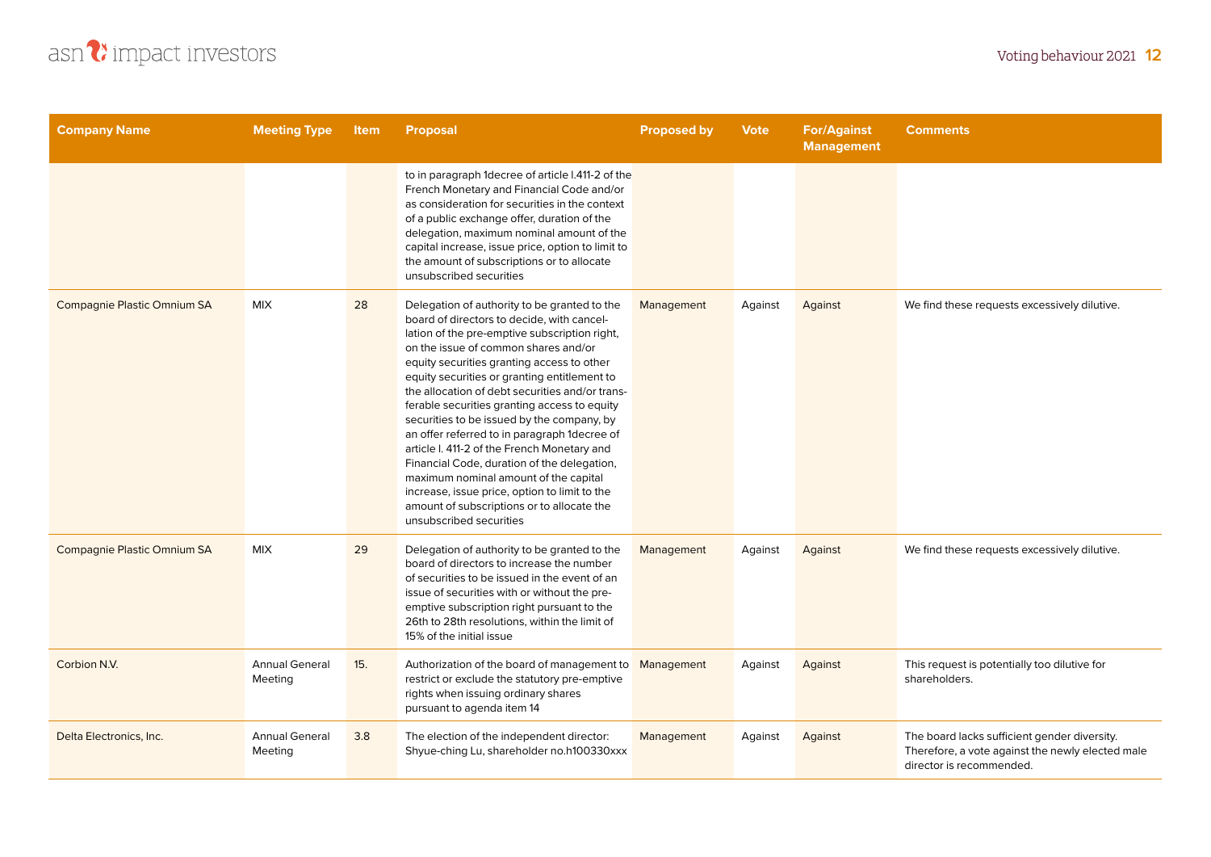| Company Name | Meeting Type | Item | Proposal | Proposed by | Vote | For/Against Management | Comments |
|---|---|---|---|---|---|---|---|
| | | | to in paragraph 1decree of article l.411-2 of the French Monetary and Financial Code and/or as consideration for securities in the context of a public exchange offer, duration of the delegation, maximum nominal amount of the capital increase, issue price, option to limit to the amount of subscriptions or to allocate unsubscribed securities | | | | |
| Compagnie Plastic Omnium SA | MIX | 28 | Delegation of authority to be granted to the board of directors to decide, with cancellation of the pre-emptive subscription right, on the issue of common shares and/or equity securities granting access to other equity securities or granting entitlement to the allocation of debt securities and/or transferable securities granting access to equity securities to be issued by the company, by an offer referred to in paragraph 1decree of article l. 411-2 of the French Monetary and Financial Code, duration of the delegation, maximum nominal amount of the capital increase, issue price, option to limit to the amount of subscriptions or to allocate the unsubscribed securities | Management | Against | Against | We find these requests excessively dilutive. |
| Compagnie Plastic Omnium SA | MIX | 29 | Delegation of authority to be granted to the board of directors to increase the number of securities to be issued in the event of an issue of securities with or without the pre-emptive subscription right pursuant to the 26th to 28th resolutions, within the limit of 15% of the initial issue | Management | Against | Against | We find these requests excessively dilutive. |
| Corbion N.V. | Annual General Meeting | 15. | Authorization of the board of management to restrict or exclude the statutory pre-emptive rights when issuing ordinary shares pursuant to agenda item 14 | Management | Against | Against | This request is potentially too dilutive for shareholders. |
| Delta Electronics, Inc. | Annual General Meeting | 3.8 | The election of the independent director: Shyue-ching Lu, shareholder no.h100330xxx | Management | Against | Against | The board lacks sufficient gender diversity. Therefore, a vote against the newly elected male director is recommended. |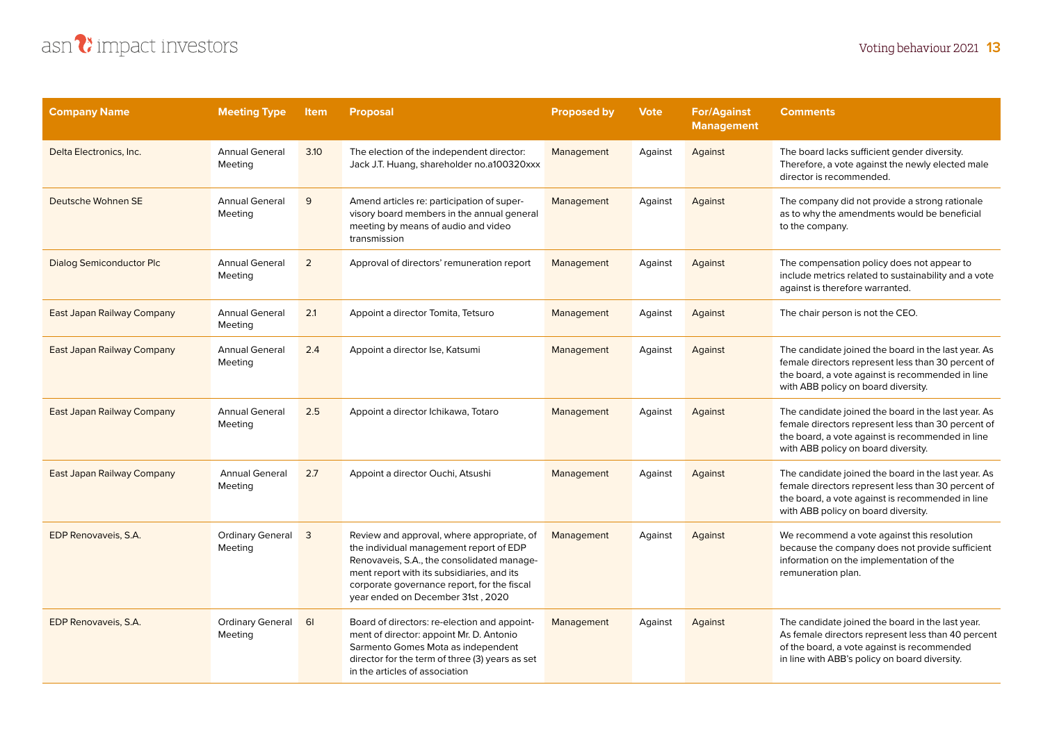| Company Name | Meeting Type | Item | Proposal | Proposed by | Vote | For/Against Management | Comments |
|---|---|---|---|---|---|---|---|
| Delta Electronics, Inc. | Annual General Meeting | 3.10 | The election of the independent director: Jack J.T. Huang, shareholder no.a100320xxx | Management | Against | Against | The board lacks sufficient gender diversity. Therefore, a vote against the newly elected male director is recommended. |
| Deutsche Wohnen SE | Annual General Meeting | 9 | Amend articles re: participation of supervisory board members in the annual general meeting by means of audio and video transmission | Management | Against | Against | The company did not provide a strong rationale as to why the amendments would be beneficial to the company. |
| Dialog Semiconductor Plc | Annual General Meeting | 2 | Approval of directors' remuneration report | Management | Against | Against | The compensation policy does not appear to include metrics related to sustainability and a vote against is therefore warranted. |
| East Japan Railway Company | Annual General Meeting | 2.1 | Appoint a director Tomita, Tetsuro | Management | Against | Against | The chair person is not the CEO. |
| East Japan Railway Company | Annual General Meeting | 2.4 | Appoint a director Ise, Katsumi | Management | Against | Against | The candidate joined the board in the last year. As female directors represent less than 30 percent of the board, a vote against is recommended in line with ABB policy on board diversity. |
| East Japan Railway Company | Annual General Meeting | 2.5 | Appoint a director Ichikawa, Totaro | Management | Against | Against | The candidate joined the board in the last year. As female directors represent less than 30 percent of the board, a vote against is recommended in line with ABB policy on board diversity. |
| East Japan Railway Company | Annual General Meeting | 2.7 | Appoint a director Ouchi, Atsushi | Management | Against | Against | The candidate joined the board in the last year. As female directors represent less than 30 percent of the board, a vote against is recommended in line with ABB policy on board diversity. |
| EDP Renovaveis, S.A. | Ordinary General Meeting | 3 | Review and approval, where appropriate, of the individual management report of EDP Renovaveis, S.A., the consolidated management report with its subsidiaries, and its corporate governance report, for the fiscal year ended on December 31st , 2020 | Management | Against | Against | We recommend a vote against this resolution because the company does not provide sufficient information on the implementation of the remuneration plan. |
| EDP Renovaveis, S.A. | Ordinary General Meeting | 6I | Board of directors: re-election and appointment of director: appoint Mr. D. Antonio Sarmento Gomes Mota as independent director for the term of three (3) years as set in the articles of association | Management | Against | Against | The candidate joined the board in the last year. As female directors represent less than 40 percent of the board, a vote against is recommended in line with ABB's policy on board diversity. |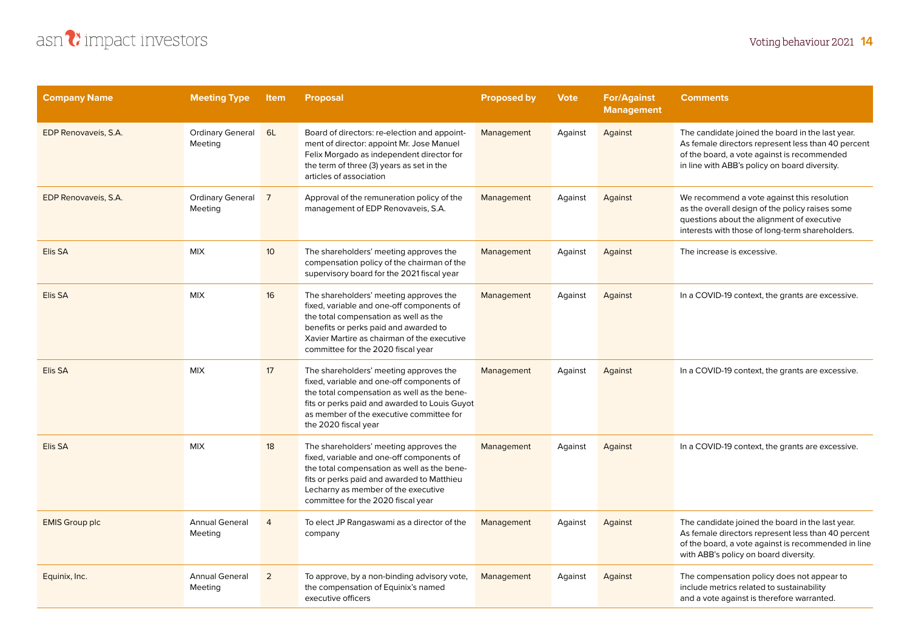| Company Name | Meeting Type | Item | Proposal | Proposed by | Vote | For/Against Management | Comments |
|---|---|---|---|---|---|---|---|
| EDP Renovaveis, S.A. | Ordinary General Meeting | 6L | Board of directors: re-election and appointment of director: appoint Mr. Jose Manuel Felix Morgado as independent director for the term of three (3) years as set in the articles of association | Management | Against | Against | The candidate joined the board in the last year. As female directors represent less than 40 percent of the board, a vote against is recommended in line with ABB's policy on board diversity. |
| EDP Renovaveis, S.A. | Ordinary General Meeting | 7 | Approval of the remuneration policy of the management of EDP Renovaveis, S.A. | Management | Against | Against | We recommend a vote against this resolution as the overall design of the policy raises some questions about the alignment of executive interests with those of long-term shareholders. |
| Elis SA | MIX | 10 | The shareholders' meeting approves the compensation policy of the chairman of the supervisory board for the 2021 fiscal year | Management | Against | Against | The increase is excessive. |
| Elis SA | MIX | 16 | The shareholders' meeting approves the fixed, variable and one-off components of the total compensation as well as the benefits or perks paid and awarded to Xavier Martire as chairman of the executive committee for the 2020 fiscal year | Management | Against | Against | In a COVID-19 context, the grants are excessive. |
| Elis SA | MIX | 17 | The shareholders' meeting approves the fixed, variable and one-off components of the total compensation as well as the benefits or perks paid and awarded to Louis Guyot as member of the executive committee for the 2020 fiscal year | Management | Against | Against | In a COVID-19 context, the grants are excessive. |
| Elis SA | MIX | 18 | The shareholders' meeting approves the fixed, variable and one-off components of the total compensation as well as the benefits or perks paid and awarded to Matthieu Lecharny as member of the executive committee for the 2020 fiscal year | Management | Against | Against | In a COVID-19 context, the grants are excessive. |
| EMIS Group plc | Annual General Meeting | 4 | To elect JP Rangaswami as a director of the company | Management | Against | Against | The candidate joined the board in the last year. As female directors represent less than 40 percent of the board, a vote against is recommended in line with ABB's policy on board diversity. |
| Equinix, Inc. | Annual General Meeting | 2 | To approve, by a non-binding advisory vote, the compensation of Equinix's named executive officers | Management | Against | Against | The compensation policy does not appear to include metrics related to sustainability and a vote against is therefore warranted. |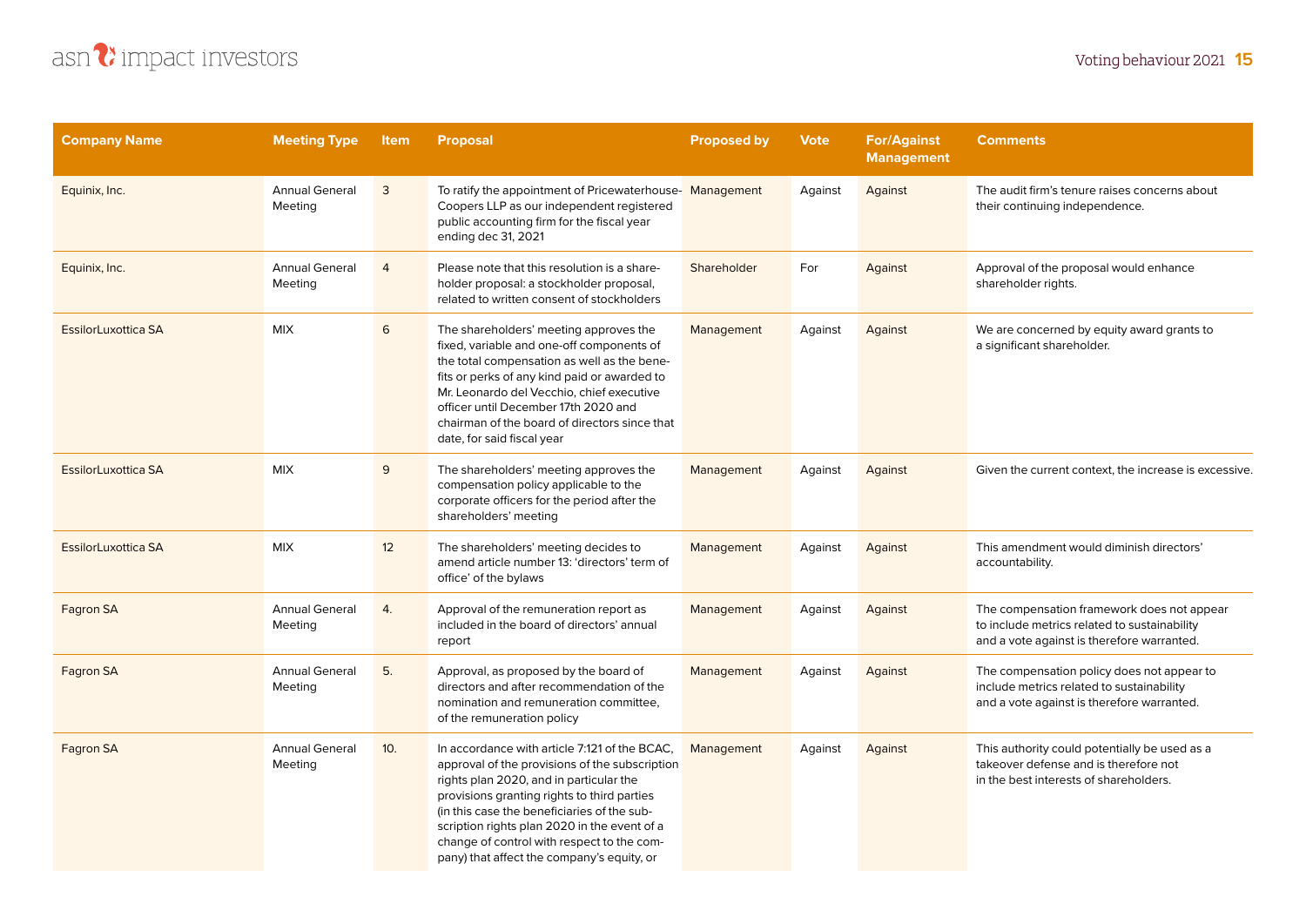| Company Name | Meeting Type | Item | Proposal | Proposed by | Vote | For/Against Management | Comments |
|---|---|---|---|---|---|---|---|
| Equinix, Inc. | Annual General Meeting | 3 | To ratify the appointment of Pricewaterhouse-Coopers LLP as our independent registered public accounting firm for the fiscal year ending dec 31, 2021 | Management | Against | Against | The audit firm's tenure raises concerns about their continuing independence. |
| Equinix, Inc. | Annual General Meeting | 4 | Please note that this resolution is a share-holder proposal: a stockholder proposal, related to written consent of stockholders | Shareholder | For | Against | Approval of the proposal would enhance shareholder rights. |
| EssilorLuxottica SA | MIX | 6 | The shareholders' meeting approves the fixed, variable and one-off components of the total compensation as well as the bene-fits or perks of any kind paid or awarded to Mr. Leonardo del Vecchio, chief executive officer until December 17th 2020 and chairman of the board of directors since that date, for said fiscal year | Management | Against | Against | We are concerned by equity award grants to a significant shareholder. |
| EssilorLuxottica SA | MIX | 9 | The shareholders' meeting approves the compensation policy applicable to the corporate officers for the period after the shareholders' meeting | Management | Against | Against | Given the current context, the increase is excessive. |
| EssilorLuxottica SA | MIX | 12 | The shareholders' meeting decides to amend article number 13: 'directors' term of office' of the bylaws | Management | Against | Against | This amendment would diminish directors' accountability. |
| Fagron SA | Annual General Meeting | 4. | Approval of the remuneration report as included in the board of directors' annual report | Management | Against | Against | The compensation framework does not appear to include metrics related to sustainability and a vote against is therefore warranted. |
| Fagron SA | Annual General Meeting | 5. | Approval, as proposed by the board of directors and after recommendation of the nomination and remuneration committee, of the remuneration policy | Management | Against | Against | The compensation policy does not appear to include metrics related to sustainability and a vote against is therefore warranted. |
| Fagron SA | Annual General Meeting | 10. | In accordance with article 7:121 of the BCAC, approval of the provisions of the subscription rights plan 2020, and in particular the provisions granting rights to third parties (in this case the beneficiaries of the sub-scription rights plan 2020 in the event of a change of control with respect to the com-pany) that affect the company's equity, or | Management | Against | Against | This authority could potentially be used as a takeover defense and is therefore not in the best interests of shareholders. |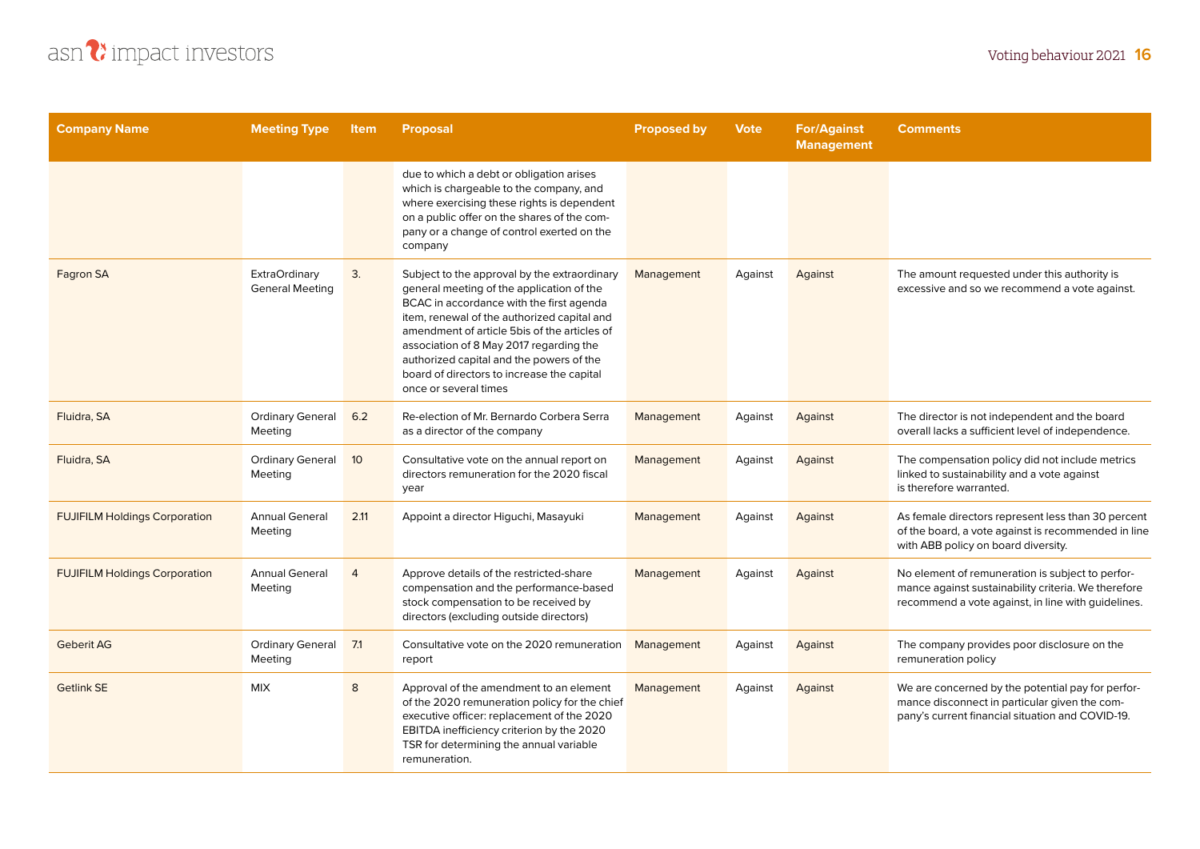| Company Name | Meeting Type | Item | Proposal | Proposed by | Vote | For/Against Management | Comments |
|---|---|---|---|---|---|---|---|
| | | | due to which a debt or obligation arises which is chargeable to the company, and where exercising these rights is dependent on a public offer on the shares of the company or a change of control exerted on the company | | | | |
| Fagron SA | ExtraOrdinary General Meeting | 3. | Subject to the approval by the extraordinary general meeting of the application of the BCAC in accordance with the first agenda item, renewal of the authorized capital and amendment of article 5bis of the articles of association of 8 May 2017 regarding the authorized capital and the powers of the board of directors to increase the capital once or several times | Management | Against | Against | The amount requested under this authority is excessive and so we recommend a vote against. |
| Fluidra, SA | Ordinary General Meeting | 6.2 | Re-election of Mr. Bernardo Corbera Serra as a director of the company | Management | Against | Against | The director is not independent and the board overall lacks a sufficient level of independence. |
| Fluidra, SA | Ordinary General Meeting | 10 | Consultative vote on the annual report on directors remuneration for the 2020 fiscal year | Management | Against | Against | The compensation policy did not include metrics linked to sustainability and a vote against is therefore warranted. |
| FUJIFILM Holdings Corporation | Annual General Meeting | 2.11 | Appoint a director Higuchi, Masayuki | Management | Against | Against | As female directors represent less than 30 percent of the board, a vote against is recommended in line with ABB policy on board diversity. |
| FUJIFILM Holdings Corporation | Annual General Meeting | 4 | Approve details of the restricted-share compensation and the performance-based stock compensation to be received by directors (excluding outside directors) | Management | Against | Against | No element of remuneration is subject to performance against sustainability criteria. We therefore recommend a vote against, in line with guidelines. |
| Geberit AG | Ordinary General Meeting | 7.1 | Consultative vote on the 2020 remuneration report | Management | Against | Against | The company provides poor disclosure on the remuneration policy |
| Getlink SE | MIX | 8 | Approval of the amendment to an element of the 2020 remuneration policy for the chief executive officer: replacement of the 2020 EBITDA inefficiency criterion by the 2020 TSR for determining the annual variable remuneration. | Management | Against | Against | We are concerned by the potential pay for performance disconnect in particular given the company's current financial situation and COVID-19. |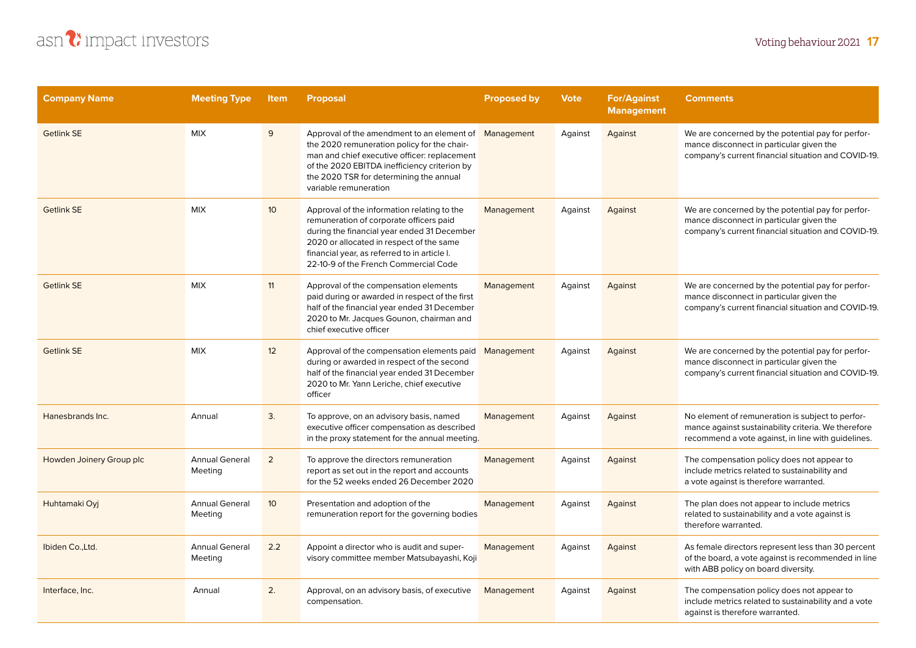| Company Name | Meeting Type | Item | Proposal | Proposed by | Vote | For/Against Management | Comments |
|---|---|---|---|---|---|---|---|
| Getlink SE | MIX | 9 | Approval of the amendment to an element of the 2020 remuneration policy for the chairman and chief executive officer: replacement of the 2020 EBITDA inefficiency criterion by the 2020 TSR for determining the annual variable remuneration | Management | Against | Against | We are concerned by the potential pay for performance disconnect in particular given the company's current financial situation and COVID-19. |
| Getlink SE | MIX | 10 | Approval of the information relating to the remuneration of corporate officers paid during the financial year ended 31 December 2020 or allocated in respect of the same financial year, as referred to in article l. 22-10-9 of the French Commercial Code | Management | Against | Against | We are concerned by the potential pay for performance disconnect in particular given the company's current financial situation and COVID-19. |
| Getlink SE | MIX | 11 | Approval of the compensation elements paid during or awarded in respect of the first half of the financial year ended 31 December 2020 to Mr. Jacques Gounon, chairman and chief executive officer | Management | Against | Against | We are concerned by the potential pay for performance disconnect in particular given the company's current financial situation and COVID-19. |
| Getlink SE | MIX | 12 | Approval of the compensation elements paid during or awarded in respect of the second half of the financial year ended 31 December 2020 to Mr. Yann Leriche, chief executive officer | Management | Against | Against | We are concerned by the potential pay for performance disconnect in particular given the company's current financial situation and COVID-19. |
| Hanesbrands Inc. | Annual | 3. | To approve, on an advisory basis, named executive officer compensation as described in the proxy statement for the annual meeting. | Management | Against | Against | No element of remuneration is subject to performance against sustainability criteria. We therefore recommend a vote against, in line with guidelines. |
| Howden Joinery Group plc | Annual General Meeting | 2 | To approve the directors remuneration report as set out in the report and accounts for the 52 weeks ended 26 December 2020 | Management | Against | Against | The compensation policy does not appear to include metrics related to sustainability and a vote against is therefore warranted. |
| Huhtamaki Oyj | Annual General Meeting | 10 | Presentation and adoption of the remuneration report for the governing bodies | Management | Against | Against | The plan does not appear to include metrics related to sustainability and a vote against is therefore warranted. |
| Ibiden Co.,Ltd. | Annual General Meeting | 2.2 | Appoint a director who is audit and supervisory committee member Matsubayashi, Koji | Management | Against | Against | As female directors represent less than 30 percent of the board, a vote against is recommended in line with ABB policy on board diversity. |
| Interface, Inc. | Annual | 2. | Approval, on an advisory basis, of executive compensation. | Management | Against | Against | The compensation policy does not appear to include metrics related to sustainability and a vote against is therefore warranted. |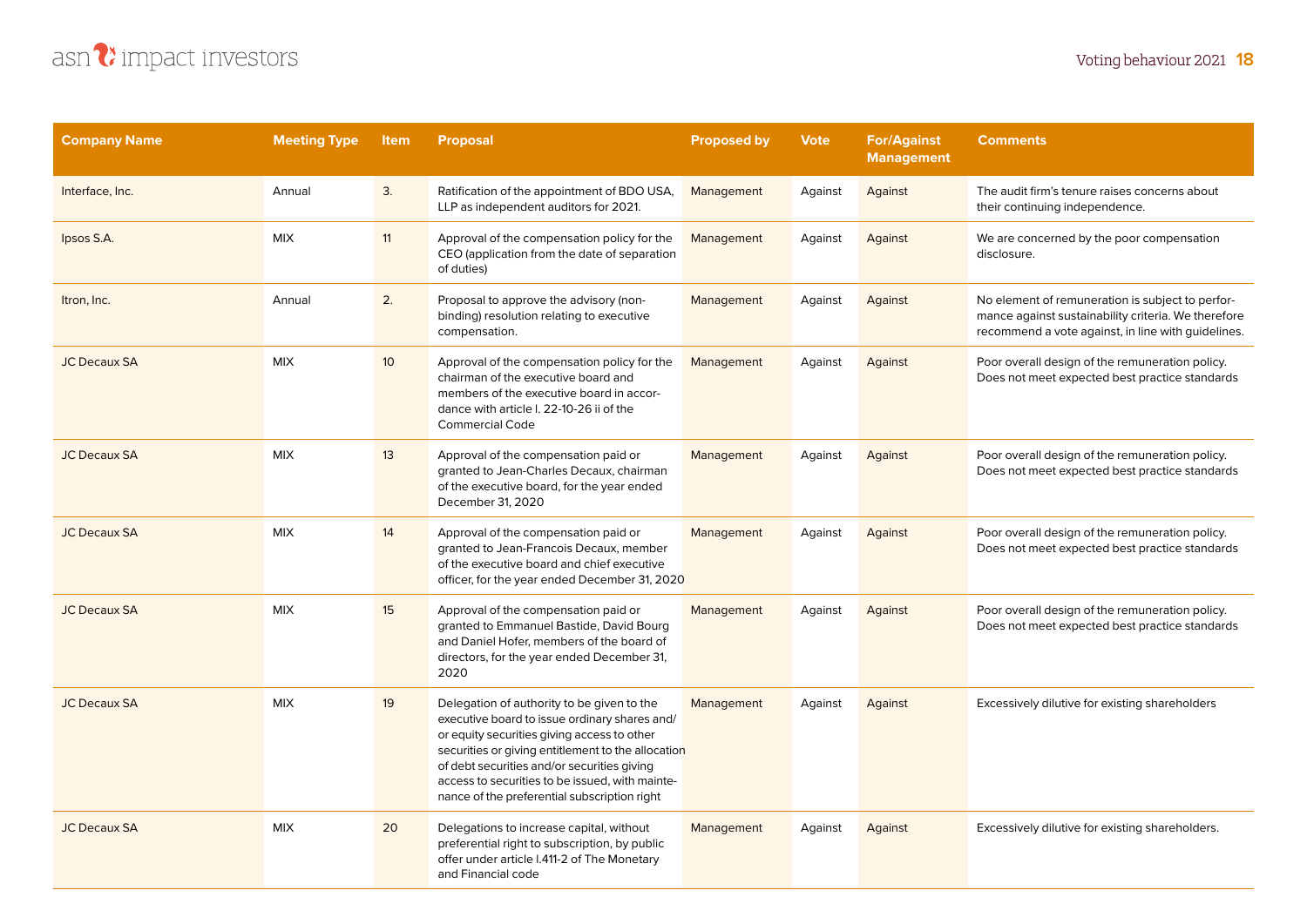| Company Name | Meeting Type | Item | Proposal | Proposed by | Vote | For/Against Management | Comments |
|---|---|---|---|---|---|---|---|
| Interface, Inc. | Annual | 3. | Ratification of the appointment of BDO USA, LLP as independent auditors for 2021. | Management | Against | Against | The audit firm's tenure raises concerns about their continuing independence. |
| Ipsos S.A. | MIX | 11 | Approval of the compensation policy for the CEO (application from the date of separation of duties) | Management | Against | Against | We are concerned by the poor compensation disclosure. |
| Itron, Inc. | Annual | 2. | Proposal to approve the advisory (non-binding) resolution relating to executive compensation. | Management | Against | Against | No element of remuneration is subject to performance against sustainability criteria. We therefore recommend a vote against, in line with guidelines. |
| JC Decaux SA | MIX | 10 | Approval of the compensation policy for the chairman of the executive board and members of the executive board in accordance with article l. 22-10-26 ii of the Commercial Code | Management | Against | Against | Poor overall design of the remuneration policy. Does not meet expected best practice standards |
| JC Decaux SA | MIX | 13 | Approval of the compensation paid or granted to Jean-Charles Decaux, chairman of the executive board, for the year ended December 31, 2020 | Management | Against | Against | Poor overall design of the remuneration policy. Does not meet expected best practice standards |
| JC Decaux SA | MIX | 14 | Approval of the compensation paid or granted to Jean-Francois Decaux, member of the executive board and chief executive officer, for the year ended December 31, 2020 | Management | Against | Against | Poor overall design of the remuneration policy. Does not meet expected best practice standards |
| JC Decaux SA | MIX | 15 | Approval of the compensation paid or granted to Emmanuel Bastide, David Bourg and Daniel Hofer, members of the board of directors, for the year ended December 31, 2020 | Management | Against | Against | Poor overall design of the remuneration policy. Does not meet expected best practice standards |
| JC Decaux SA | MIX | 19 | Delegation of authority to be given to the executive board to issue ordinary shares and/or equity securities giving access to other securities or giving entitlement to the allocation of debt securities and/or securities giving access to securities to be issued, with maintenance of the preferential subscription right | Management | Against | Against | Excessively dilutive for existing shareholders |
| JC Decaux SA | MIX | 20 | Delegations to increase capital, without preferential right to subscription, by public offer under article l.411-2 of The Monetary and Financial code | Management | Against | Against | Excessively dilutive for existing shareholders. |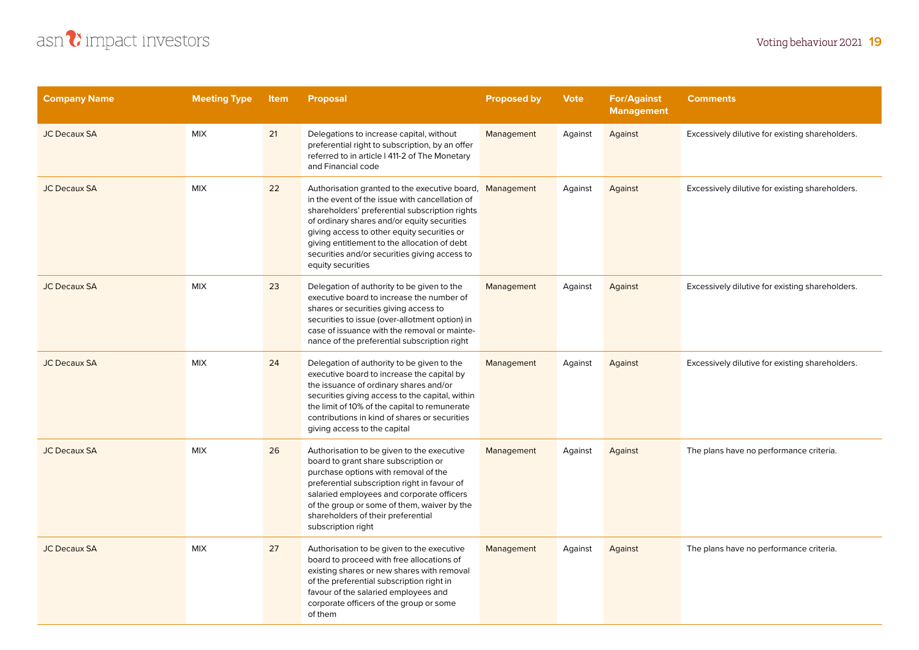| Company Name | Meeting Type | Item | Proposal | Proposed by | Vote | For/Against Management | Comments |
|---|---|---|---|---|---|---|---|
| JC Decaux SA | MIX | 21 | Delegations to increase capital, without preferential right to subscription, by an offer referred to in article l 411-2 of The Monetary and Financial code | Management | Against | Against | Excessively dilutive for existing shareholders. |
| JC Decaux SA | MIX | 22 | Authorisation granted to the executive board, in the event of the issue with cancellation of shareholders' preferential subscription rights of ordinary shares and/or equity securities giving access to other equity securities or giving entitlement to the allocation of debt securities and/or securities giving access to equity securities | Management | Against | Against | Excessively dilutive for existing shareholders. |
| JC Decaux SA | MIX | 23 | Delegation of authority to be given to the executive board to increase the number of shares or securities giving access to securities to issue (over-allotment option) in case of issuance with the removal or maintenance of the preferential subscription right | Management | Against | Against | Excessively dilutive for existing shareholders. |
| JC Decaux SA | MIX | 24 | Delegation of authority to be given to the executive board to increase the capital by the issuance of ordinary shares and/or securities giving access to the capital, within the limit of 10% of the capital to remunerate contributions in kind of shares or securities giving access to the capital | Management | Against | Against | Excessively dilutive for existing shareholders. |
| JC Decaux SA | MIX | 26 | Authorisation to be given to the executive board to grant share subscription or purchase options with removal of the preferential subscription right in favour of salaried employees and corporate officers of the group or some of them, waiver by the shareholders of their preferential subscription right | Management | Against | Against | The plans have no performance criteria. |
| JC Decaux SA | MIX | 27 | Authorisation to be given to the executive board to proceed with free allocations of existing shares or new shares with removal of the preferential subscription right in favour of the salaried employees and corporate officers of the group or some of them | Management | Against | Against | The plans have no performance criteria. |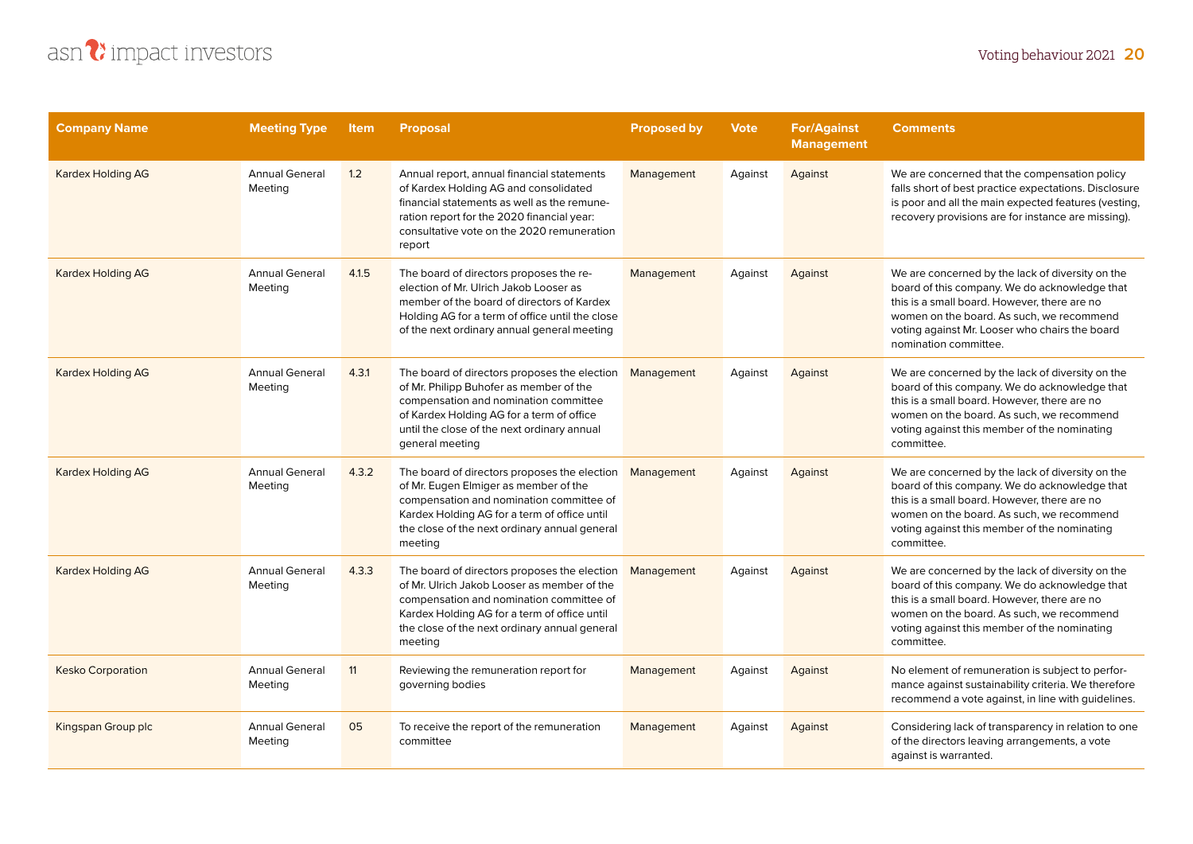| Company Name | Meeting Type | Item | Proposal | Proposed by | Vote | For/Against Management | Comments |
|---|---|---|---|---|---|---|---|
| Kardex Holding AG | Annual General Meeting | 1.2 | Annual report, annual financial statements of Kardex Holding AG and consolidated financial statements as well as the remuneration report for the 2020 financial year: consultative vote on the 2020 remuneration report | Management | Against | Against | We are concerned that the compensation policy falls short of best practice expectations. Disclosure is poor and all the main expected features (vesting, recovery provisions are for instance are missing). |
| Kardex Holding AG | Annual General Meeting | 4.1.5 | The board of directors proposes the re-election of Mr. Ulrich Jakob Looser as member of the board of directors of Kardex Holding AG for a term of office until the close of the next ordinary annual general meeting | Management | Against | Against | We are concerned by the lack of diversity on the board of this company. We do acknowledge that this is a small board. However, there are no women on the board. As such, we recommend voting against Mr. Looser who chairs the board nomination committee. |
| Kardex Holding AG | Annual General Meeting | 4.3.1 | The board of directors proposes the election of Mr. Philipp Buhofer as member of the compensation and nomination committee of Kardex Holding AG for a term of office until the close of the next ordinary annual general meeting | Management | Against | Against | We are concerned by the lack of diversity on the board of this company. We do acknowledge that this is a small board. However, there are no women on the board. As such, we recommend voting against this member of the nominating committee. |
| Kardex Holding AG | Annual General Meeting | 4.3.2 | The board of directors proposes the election of Mr. Eugen Elmiger as member of the compensation and nomination committee of Kardex Holding AG for a term of office until the close of the next ordinary annual general meeting | Management | Against | Against | We are concerned by the lack of diversity on the board of this company. We do acknowledge that this is a small board. However, there are no women on the board. As such, we recommend voting against this member of the nominating committee. |
| Kardex Holding AG | Annual General Meeting | 4.3.3 | The board of directors proposes the election of Mr. Ulrich Jakob Looser as member of the compensation and nomination committee of Kardex Holding AG for a term of office until the close of the next ordinary annual general meeting | Management | Against | Against | We are concerned by the lack of diversity on the board of this company. We do acknowledge that this is a small board. However, there are no women on the board. As such, we recommend voting against this member of the nominating committee. |
| Kesko Corporation | Annual General Meeting | 11 | Reviewing the remuneration report for governing bodies | Management | Against | Against | No element of remuneration is subject to performance against sustainability criteria. We therefore recommend a vote against, in line with guidelines. |
| Kingspan Group plc | Annual General Meeting | 05 | To receive the report of the remuneration committee | Management | Against | Against | Considering lack of transparency in relation to one of the directors leaving arrangements, a vote against is warranted. |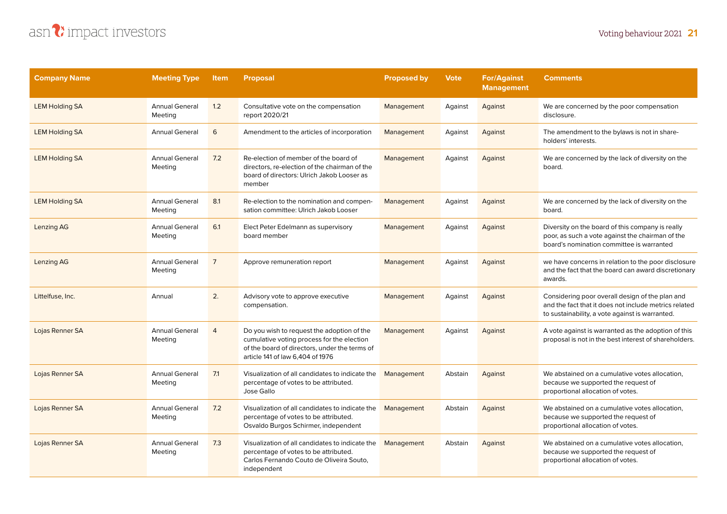| Company Name | Meeting Type | Item | Proposal | Proposed by | Vote | For/Against Management | Comments |
|---|---|---|---|---|---|---|---|
| LEM Holding SA | Annual General Meeting | 1.2 | Consultative vote on the compensation report 2020/21 | Management | Against | Against | We are concerned by the poor compensation disclosure. |
| LEM Holding SA | Annual General | 6 | Amendment to the articles of incorporation | Management | Against | Against | The amendment to the bylaws is not in share-holders' interests. |
| LEM Holding SA | Annual General Meeting | 7.2 | Re-election of member of the board of directors, re-election of the chairman of the board of directors: Ulrich Jakob Looser as member | Management | Against | Against | We are concerned by the lack of diversity on the board. |
| LEM Holding SA | Annual General Meeting | 8.1 | Re-election to the nomination and compen-sation committee: Ulrich Jakob Looser | Management | Against | Against | We are concerned by the lack of diversity on the board. |
| Lenzing AG | Annual General Meeting | 6.1 | Elect Peter Edelmann as supervisory board member | Management | Against | Against | Diversity on the board of this company is really poor, as such a vote against the chairman of the board's nomination committee is warranted |
| Lenzing AG | Annual General Meeting | 7 | Approve remuneration report | Management | Against | Against | we have concerns in relation to the poor disclosure and the fact that the board can award discretionary awards. |
| Littelfuse, Inc. | Annual | 2. | Advisory vote to approve executive compensation. | Management | Against | Against | Considering poor overall design of the plan and and the fact that it does not include metrics related to sustainability, a vote against is warranted. |
| Lojas Renner SA | Annual General Meeting | 4 | Do you wish to request the adoption of the cumulative voting process for the election of the board of directors, under the terms of article 141 of law 6,404 of 1976 | Management | Against | Against | A vote against is warranted as the adoption of this proposal is not in the best interest of shareholders. |
| Lojas Renner SA | Annual General Meeting | 7.1 | Visualization of all candidates to indicate the percentage of votes to be attributed. Jose Gallo | Management | Abstain | Against | We abstained on a cumulative votes allocation, because we supported the request of proportional allocation of votes. |
| Lojas Renner SA | Annual General Meeting | 7.2 | Visualization of all candidates to indicate the percentage of votes to be attributed. Osvaldo Burgos Schirmer, independent | Management | Abstain | Against | We abstained on a cumulative votes allocation, because we supported the request of proportional allocation of votes. |
| Lojas Renner SA | Annual General Meeting | 7.3 | Visualization of all candidates to indicate the percentage of votes to be attributed. Carlos Fernando Couto de Oliveira Souto, independent | Management | Abstain | Against | We abstained on a cumulative votes allocation, because we supported the request of proportional allocation of votes. |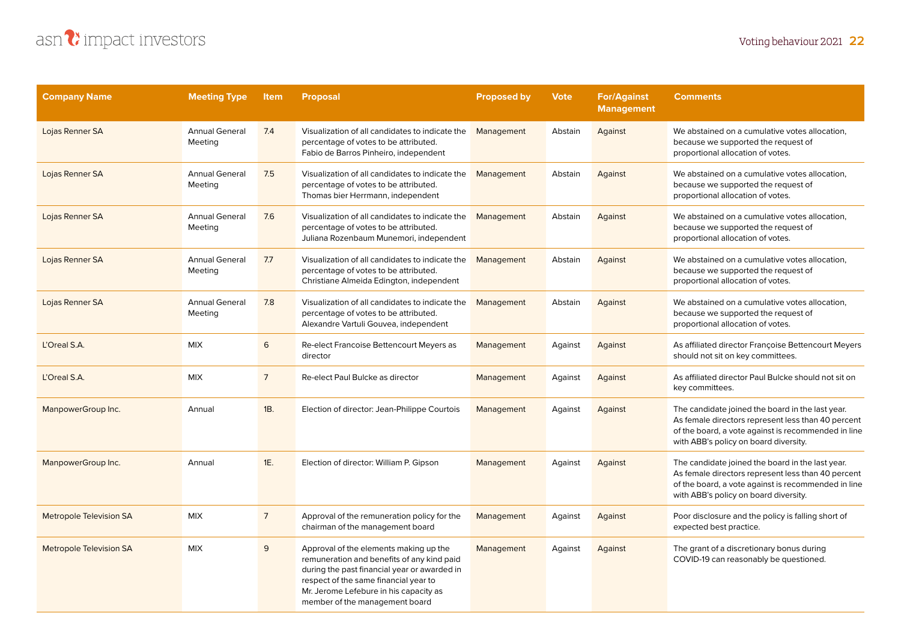| Company Name | Meeting Type | Item | Proposal | Proposed by | Vote | For/Against Management | Comments |
|---|---|---|---|---|---|---|---|
| Lojas Renner SA | Annual General Meeting | 7.4 | Visualization of all candidates to indicate the percentage of votes to be attributed. Fabio de Barros Pinheiro, independent | Management | Abstain | Against | We abstained on a cumulative votes allocation, because we supported the request of proportional allocation of votes. |
| Lojas Renner SA | Annual General Meeting | 7.5 | Visualization of all candidates to indicate the percentage of votes to be attributed. Thomas bier Herrmann, independent | Management | Abstain | Against | We abstained on a cumulative votes allocation, because we supported the request of proportional allocation of votes. |
| Lojas Renner SA | Annual General Meeting | 7.6 | Visualization of all candidates to indicate the percentage of votes to be attributed. Juliana Rozenbaum Munemori, independent | Management | Abstain | Against | We abstained on a cumulative votes allocation, because we supported the request of proportional allocation of votes. |
| Lojas Renner SA | Annual General Meeting | 7.7 | Visualization of all candidates to indicate the percentage of votes to be attributed. Christiane Almeida Edington, independent | Management | Abstain | Against | We abstained on a cumulative votes allocation, because we supported the request of proportional allocation of votes. |
| Lojas Renner SA | Annual General Meeting | 7.8 | Visualization of all candidates to indicate the percentage of votes to be attributed. Alexandre Vartuli Gouvea, independent | Management | Abstain | Against | We abstained on a cumulative votes allocation, because we supported the request of proportional allocation of votes. |
| L'Oreal S.A. | MIX | 6 | Re-elect Francoise Bettencourt Meyers as director | Management | Against | Against | As affiliated director Françoise Bettencourt Meyers should not sit on key committees. |
| L'Oreal S.A. | MIX | 7 | Re-elect Paul Bulcke as director | Management | Against | Against | As affiliated director Paul Bulcke should not sit on key committees. |
| ManpowerGroup Inc. | Annual | 1B. | Election of director: Jean-Philippe Courtois | Management | Against | Against | The candidate joined the board in the last year. As female directors represent less than 40 percent of the board, a vote against is recommended in line with ABB's policy on board diversity. |
| ManpowerGroup Inc. | Annual | 1E. | Election of director: William P. Gipson | Management | Against | Against | The candidate joined the board in the last year. As female directors represent less than 40 percent of the board, a vote against is recommended in line with ABB's policy on board diversity. |
| Metropole Television SA | MIX | 7 | Approval of the remuneration policy for the chairman of the management board | Management | Against | Against | Poor disclosure and the policy is falling short of expected best practice. |
| Metropole Television SA | MIX | 9 | Approval of the elements making up the remuneration and benefits of any kind paid during the past financial year or awarded in respect of the same financial year to Mr. Jerome Lefebure in his capacity as member of the management board | Management | Against | Against | The grant of a discretionary bonus during COVID-19 can reasonably be questioned. |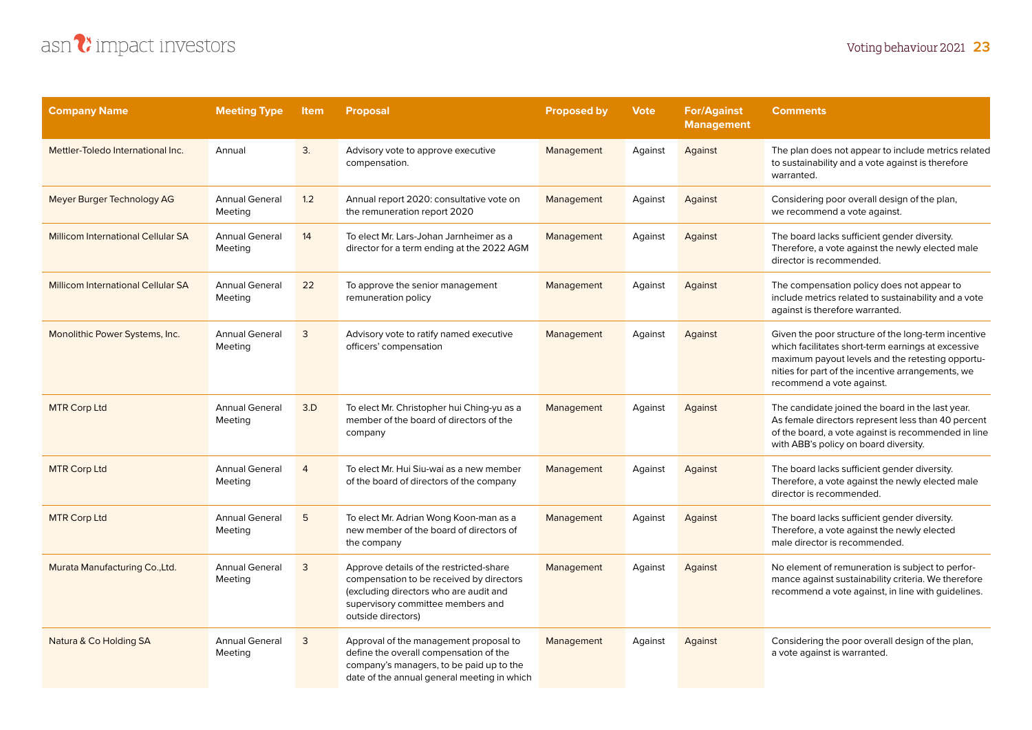| Company Name | Meeting Type | Item | Proposal | Proposed by | Vote | For/Against Management | Comments |
|---|---|---|---|---|---|---|---|
| Mettler-Toledo International Inc. | Annual | 3. | Advisory vote to approve executive compensation. | Management | Against | Against | The plan does not appear to include metrics related to sustainability and a vote against is therefore warranted. |
| Meyer Burger Technology AG | Annual General Meeting | 1.2 | Annual report 2020: consultative vote on the remuneration report 2020 | Management | Against | Against | Considering poor overall design of the plan, we recommend a vote against. |
| Millicom International Cellular SA | Annual General Meeting | 14 | To elect Mr. Lars-Johan Jarnheimer as a director for a term ending at the 2022 AGM | Management | Against | Against | The board lacks sufficient gender diversity. Therefore, a vote against the newly elected male director is recommended. |
| Millicom International Cellular SA | Annual General Meeting | 22 | To approve the senior management remuneration policy | Management | Against | Against | The compensation policy does not appear to include metrics related to sustainability and a vote against is therefore warranted. |
| Monolithic Power Systems, Inc. | Annual General Meeting | 3 | Advisory vote to ratify named executive officers' compensation | Management | Against | Against | Given the poor structure of the long-term incentive which facilitates short-term earnings at excessive maximum payout levels and the retesting opportunities for part of the incentive arrangements, we recommend a vote against. |
| MTR Corp Ltd | Annual General Meeting | 3.D | To elect Mr. Christopher hui Ching-yu as a member of the board of directors of the company | Management | Against | Against | The candidate joined the board in the last year. As female directors represent less than 40 percent of the board, a vote against is recommended in line with ABB's policy on board diversity. |
| MTR Corp Ltd | Annual General Meeting | 4 | To elect Mr. Hui Siu-wai as a new member of the board of directors of the company | Management | Against | Against | The board lacks sufficient gender diversity. Therefore, a vote against the newly elected male director is recommended. |
| MTR Corp Ltd | Annual General Meeting | 5 | To elect Mr. Adrian Wong Koon-man as a new member of the board of directors of the company | Management | Against | Against | The board lacks sufficient gender diversity. Therefore, a vote against the newly elected male director is recommended. |
| Murata Manufacturing Co.,Ltd. | Annual General Meeting | 3 | Approve details of the restricted-share compensation to be received by directors (excluding directors who are audit and supervisory committee members and outside directors) | Management | Against | Against | No element of remuneration is subject to performance against sustainability criteria. We therefore recommend a vote against, in line with guidelines. |
| Natura & Co Holding SA | Annual General Meeting | 3 | Approval of the management proposal to define the overall compensation of the company's managers, to be paid up to the date of the annual general meeting in which | Management | Against | Against | Considering the poor overall design of the plan, a vote against is warranted. |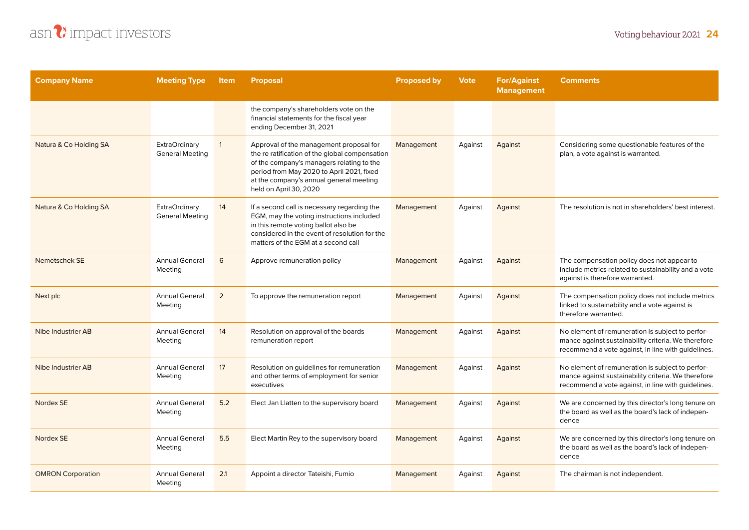| Company Name | Meeting Type | Item | Proposal | Proposed by | Vote | For/Against Management | Comments |
|---|---|---|---|---|---|---|---|
| | | | the company's shareholders vote on the financial statements for the fiscal year ending December 31, 2021 | | | | |
| Natura & Co Holding SA | ExtraOrdinary General Meeting | 1 | Approval of the management proposal for the re ratification of the global compensation of the company's managers relating to the period from May 2020 to April 2021, fixed at the company's annual general meeting held on April 30, 2020 | Management | Against | Against | Considering some questionable features of the plan, a vote against is warranted. |
| Natura & Co Holding SA | ExtraOrdinary General Meeting | 14 | If a second call is necessary regarding the EGM, may the voting instructions included in this remote voting ballot also be considered in the event of resolution for the matters of the EGM at a second call | Management | Against | Against | The resolution is not in shareholders' best interest. |
| Nemetschek SE | Annual General Meeting | 6 | Approve remuneration policy | Management | Against | Against | The compensation policy does not appear to include metrics related to sustainability and a vote against is therefore warranted. |
| Next plc | Annual General Meeting | 2 | To approve the remuneration report | Management | Against | Against | The compensation policy does not include metrics linked to sustainability and a vote against is therefore warranted. |
| Nibe Industrier AB | Annual General Meeting | 14 | Resolution on approval of the boards remuneration report | Management | Against | Against | No element of remuneration is subject to performance against sustainability criteria. We therefore recommend a vote against, in line with guidelines. |
| Nibe Industrier AB | Annual General Meeting | 17 | Resolution on guidelines for remuneration and other terms of employment for senior executives | Management | Against | Against | No element of remuneration is subject to performance against sustainability criteria. We therefore recommend a vote against, in line with guidelines. |
| Nordex SE | Annual General Meeting | 5.2 | Elect Jan Llatten to the supervisory board | Management | Against | Against | We are concerned by this director's long tenure on the board as well as the board's lack of independence |
| Nordex SE | Annual General Meeting | 5.5 | Elect Martin Rey to the supervisory board | Management | Against | Against | We are concerned by this director's long tenure on the board as well as the board's lack of independence |
| OMRON Corporation | Annual General Meeting | 2.1 | Appoint a director Tateishi, Fumio | Management | Against | Against | The chairman is not independent. |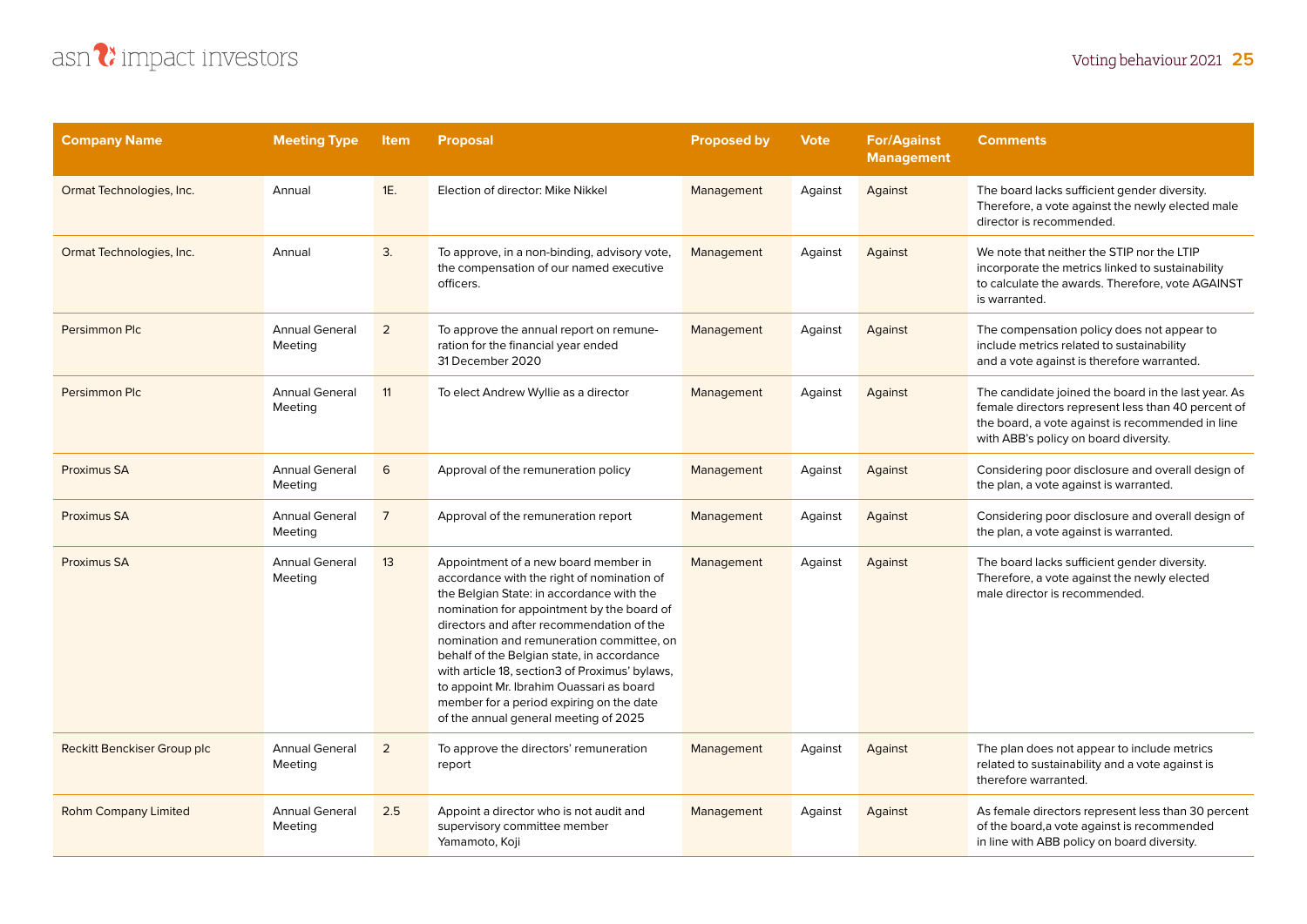| Company Name | Meeting Type | Item | Proposal | Proposed by | Vote | For/Against Management | Comments |
|---|---|---|---|---|---|---|---|
| Ormat Technologies, Inc. | Annual | 1E. | Election of director: Mike Nikkel | Management | Against | Against | The board lacks sufficient gender diversity. Therefore, a vote against the newly elected male director is recommended. |
| Ormat Technologies, Inc. | Annual | 3. | To approve, in a non-binding, advisory vote, the compensation of our named executive officers. | Management | Against | Against | We note that neither the STIP nor the LTIP incorporate the metrics linked to sustainability to calculate the awards. Therefore, vote AGAINST is warranted. |
| Persimmon Plc | Annual General Meeting | 2 | To approve the annual report on remuneration for the financial year ended 31 December 2020 | Management | Against | Against | The compensation policy does not appear to include metrics related to sustainability and a vote against is therefore warranted. |
| Persimmon Plc | Annual General Meeting | 11 | To elect Andrew Wyllie as a director | Management | Against | Against | The candidate joined the board in the last year. As female directors represent less than 40 percent of the board, a vote against is recommended in line with ABB's policy on board diversity. |
| Proximus SA | Annual General Meeting | 6 | Approval of the remuneration policy | Management | Against | Against | Considering poor disclosure and overall design of the plan, a vote against is warranted. |
| Proximus SA | Annual General Meeting | 7 | Approval of the remuneration report | Management | Against | Against | Considering poor disclosure and overall design of the plan, a vote against is warranted. |
| Proximus SA | Annual General Meeting | 13 | Appointment of a new board member in accordance with the right of nomination of the Belgian State: in accordance with the nomination for appointment by the board of directors and after recommendation of the nomination and remuneration committee, on behalf of the Belgian state, in accordance with article 18, section3 of Proximus' bylaws, to appoint Mr. Ibrahim Ouassari as board member for a period expiring on the date of the annual general meeting of 2025 | Management | Against | Against | The board lacks sufficient gender diversity. Therefore, a vote against the newly elected male director is recommended. |
| Reckitt Benckiser Group plc | Annual General Meeting | 2 | To approve the directors' remuneration report | Management | Against | Against | The plan does not appear to include metrics related to sustainability and a vote against is therefore warranted. |
| Rohm Company Limited | Annual General Meeting | 2.5 | Appoint a director who is not audit and supervisory committee member Yamamoto, Koji | Management | Against | Against | As female directors represent less than 30 percent of the board,a vote against is recommended in line with ABB policy on board diversity. |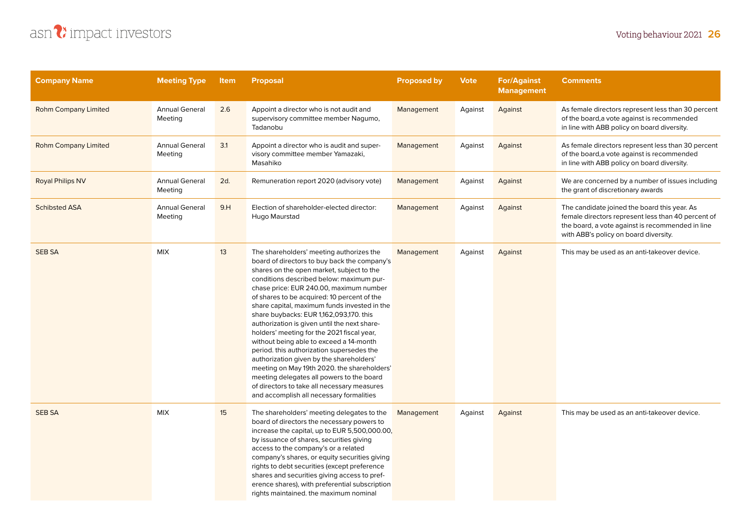| Company Name | Meeting Type | Item | Proposal | Proposed by | Vote | For/Against Management | Comments |
|---|---|---|---|---|---|---|---|
| Rohm Company Limited | Annual General Meeting | 2.6 | Appoint a director who is not audit and supervisory committee member Nagumo, Tadanobu | Management | Against | Against | As female directors represent less than 30 percent of the board,a vote against is recommended in line with ABB policy on board diversity. |
| Rohm Company Limited | Annual General Meeting | 3.1 | Appoint a director who is audit and supervisory committee member Yamazaki, Masahiko | Management | Against | Against | As female directors represent less than 30 percent of the board,a vote against is recommended in line with ABB policy on board diversity. |
| Royal Philips NV | Annual General Meeting | 2d. | Remuneration report 2020 (advisory vote) | Management | Against | Against | We are concerned by a number of issues including the grant of discretionary awards |
| Schibsted ASA | Annual General Meeting | 9.H | Election of shareholder-elected director: Hugo Maurstad | Management | Against | Against | The candidate joined the board this year. As female directors represent less than 40 percent of the board, a vote against is recommended in line with ABB's policy on board diversity. |
| SEB SA | MIX | 13 | The shareholders' meeting authorizes the board of directors to buy back the company's shares on the open market, subject to the conditions described below: maximum purchase price: EUR 240.00, maximum number of shares to be acquired: 10 percent of the share capital, maximum funds invested in the share buybacks: EUR 1,162,093,170. this authorization is given until the next shareholders' meeting for the 2021 fiscal year, without being able to exceed a 14-month period. this authorization supersedes the authorization given by the shareholders' meeting on May 19th 2020. the shareholders' meeting delegates all powers to the board of directors to take all necessary measures and accomplish all necessary formalities | Management | Against | Against | This may be used as an anti-takeover device. |
| SEB SA | MIX | 15 | The shareholders' meeting delegates to the board of directors the necessary powers to increase the capital, up to EUR 5,500,000.00, by issuance of shares, securities giving access to the company's or a related company's shares, or equity securities giving rights to debt securities (except preference shares and securities giving access to preference shares), with preferential subscription rights maintained. the maximum nominal | Management | Against | Against | This may be used as an anti-takeover device. |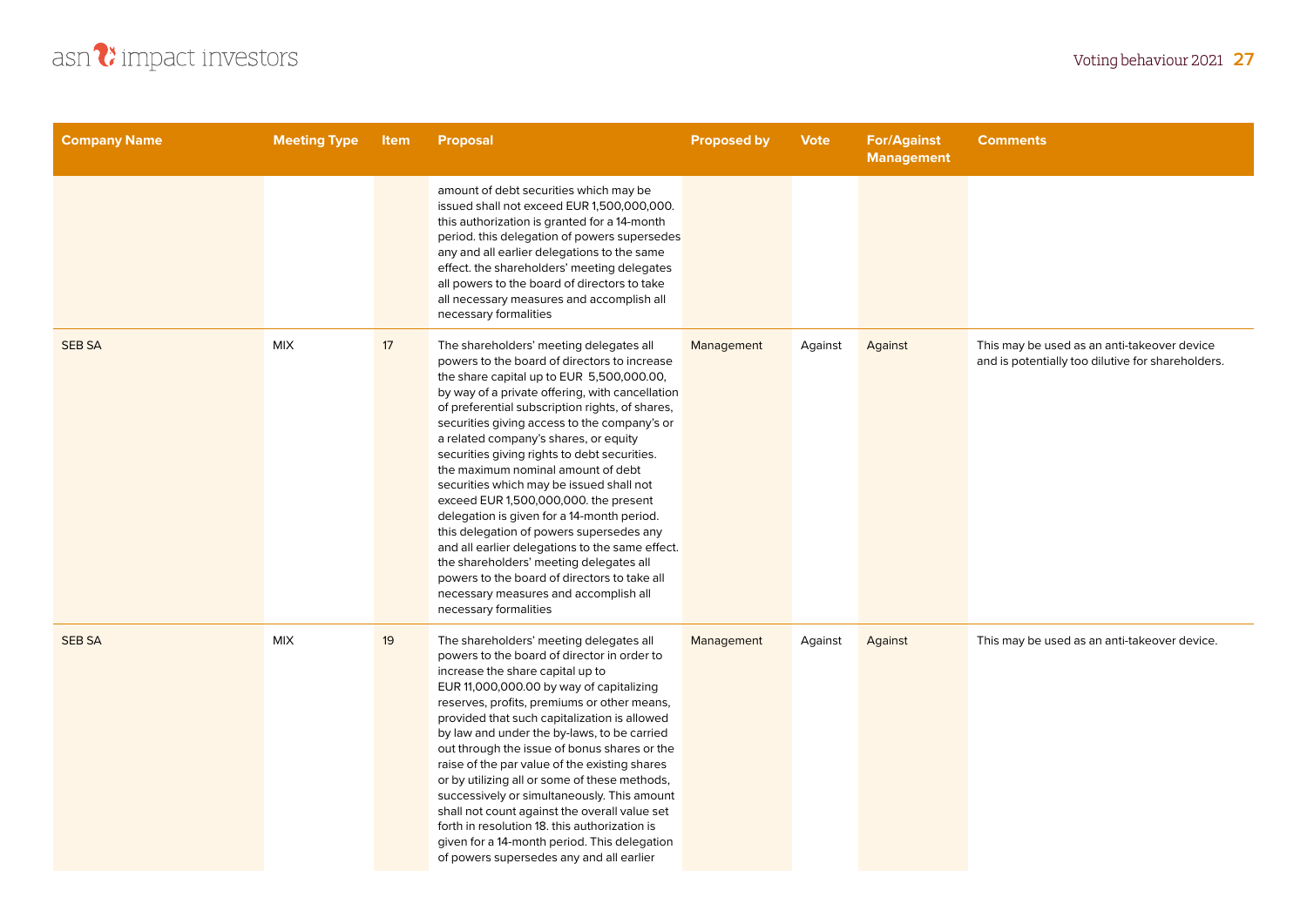| Company Name | Meeting Type | Item | Proposal | Proposed by | Vote | For/Against Management | Comments |
|---|---|---|---|---|---|---|---|
| | | | amount of debt securities which may be issued shall not exceed EUR 1,500,000,000. this authorization is granted for a 14-month period. this delegation of powers supersedes any and all earlier delegations to the same effect. the shareholders' meeting delegates all powers to the board of directors to take all necessary measures and accomplish all necessary formalities | | | | |
| SEB SA | MIX | 17 | The shareholders' meeting delegates all powers to the board of directors to increase the share capital up to EUR 5,500,000.00, by way of a private offering, with cancellation of preferential subscription rights, of shares, securities giving access to the company's or a related company's shares, or equity securities giving rights to debt securities. the maximum nominal amount of debt securities which may be issued shall not exceed EUR 1,500,000,000. the present delegation is given for a 14-month period. this delegation of powers supersedes any and all earlier delegations to the same effect. the shareholders' meeting delegates all powers to the board of directors to take all necessary measures and accomplish all necessary formalities | Management | Against | Against | This may be used as an anti-takeover device and is potentially too dilutive for shareholders. |
| SEB SA | MIX | 19 | The shareholders' meeting delegates all powers to the board of director in order to increase the share capital up to EUR 11,000,000.00 by way of capitalizing reserves, profits, premiums or other means, provided that such capitalization is allowed by law and under the by-laws, to be carried out through the issue of bonus shares or the raise of the par value of the existing shares or by utilizing all or some of these methods, successively or simultaneously. This amount shall not count against the overall value set forth in resolution 18. this authorization is given for a 14-month period. This delegation of powers supersedes any and all earlier | Management | Against | Against | This may be used as an anti-takeover device. |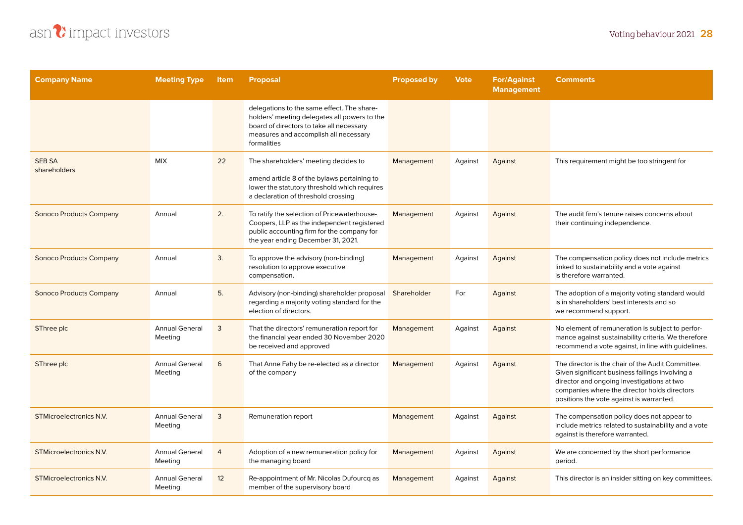| Company Name | Meeting Type | Item | Proposal | Proposed by | Vote | For/Against Management | Comments |
|---|---|---|---|---|---|---|---|
| | | | delegations to the same effect. The shareholders' meeting delegates all powers to the board of directors to take all necessary measures and accomplish all necessary formalities | | | | |
| SEB SA shareholders | MIX | 22 | The shareholders' meeting decides to amend article 8 of the bylaws pertaining to lower the statutory threshold which requires a declaration of threshold crossing | Management | Against | Against | This requirement might be too stringent for |
| Sonoco Products Company | Annual | 2. | To ratify the selection of Pricewaterhouse-Coopers, LLP as the independent registered public accounting firm for the company for the year ending December 31, 2021. | Management | Against | Against | The audit firm's tenure raises concerns about their continuing independence. |
| Sonoco Products Company | Annual | 3. | To approve the advisory (non-binding) resolution to approve executive compensation. | Management | Against | Against | The compensation policy does not include metrics linked to sustainability and a vote against is therefore warranted. |
| Sonoco Products Company | Annual | 5. | Advisory (non-binding) shareholder proposal regarding a majority voting standard for the election of directors. | Shareholder | For | Against | The adoption of a majority voting standard would is in shareholders' best interests and so we recommend support. |
| SThree plc | Annual General Meeting | 3 | That the directors' remuneration report for the financial year ended 30 November 2020 be received and approved | Management | Against | Against | No element of remuneration is subject to performance against sustainability criteria. We therefore recommend a vote against, in line with guidelines. |
| SThree plc | Annual General Meeting | 6 | That Anne Fahy be re-elected as a director of the company | Management | Against | Against | The director is the chair of the Audit Committee. Given significant business failings involving a director and ongoing investigations at two companies where the director holds directors positions the vote against is warranted. |
| STMicroelectronics N.V. | Annual General Meeting | 3 | Remuneration report | Management | Against | Against | The compensation policy does not appear to include metrics related to sustainability and a vote against is therefore warranted. |
| STMicroelectronics N.V. | Annual General Meeting | 4 | Adoption of a new remuneration policy for the managing board | Management | Against | Against | We are concerned by the short performance period. |
| STMicroelectronics N.V. | Annual General Meeting | 12 | Re-appointment of Mr. Nicolas Dufourcq as member of the supervisory board | Management | Against | Against | This director is an insider sitting on key committees. |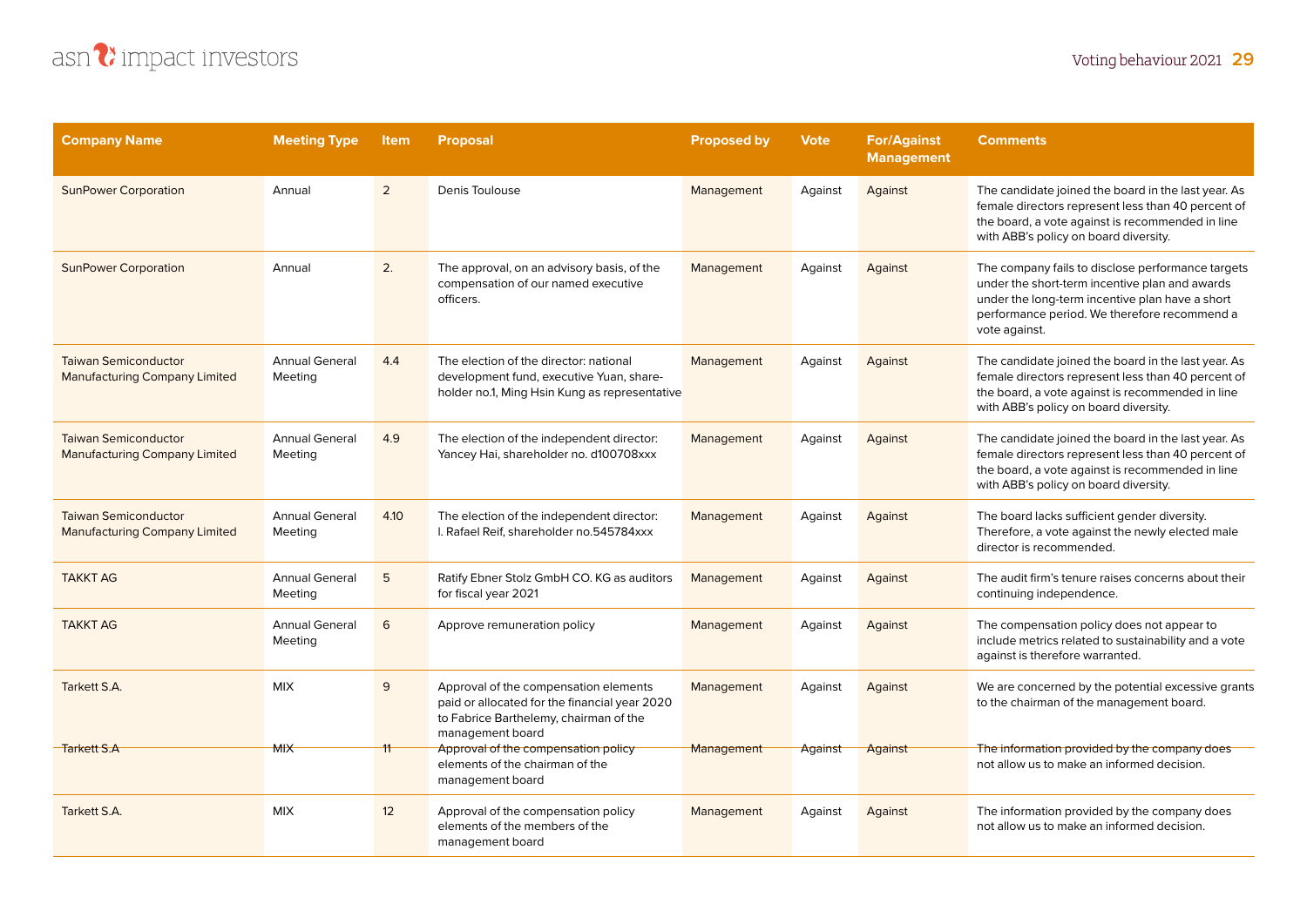| Company Name | Meeting Type | Item | Proposal | Proposed by | Vote | For/Against Management | Comments |
|---|---|---|---|---|---|---|---|
| SunPower Corporation | Annual | 2 | Denis Toulouse | Management | Against | Against | The candidate joined the board in the last year. As female directors represent less than 40 percent of the board, a vote against is recommended in line with ABB's policy on board diversity. |
| SunPower Corporation | Annual | 2. | The approval, on an advisory basis, of the compensation of our named executive officers. | Management | Against | Against | The company fails to disclose performance targets under the short-term incentive plan and awards under the long-term incentive plan have a short performance period. We therefore recommend a vote against. |
| Taiwan Semiconductor Manufacturing Company Limited | Annual General Meeting | 4.4 | The election of the director: national development fund, executive Yuan, share-holder no.1, Ming Hsin Kung as representative | Management | Against | Against | The candidate joined the board in the last year. As female directors represent less than 40 percent of the board, a vote against is recommended in line with ABB's policy on board diversity. |
| Taiwan Semiconductor Manufacturing Company Limited | Annual General Meeting | 4.9 | The election of the independent director: Yancey Hai, shareholder no. d100708xxx | Management | Against | Against | The candidate joined the board in the last year. As female directors represent less than 40 percent of the board, a vote against is recommended in line with ABB's policy on board diversity. |
| Taiwan Semiconductor Manufacturing Company Limited | Annual General Meeting | 4.10 | The election of the independent director: l. Rafael Reif, shareholder no.545784xxx | Management | Against | Against | The board lacks sufficient gender diversity. Therefore, a vote against the newly elected male director is recommended. |
| TAKKT AG | Annual General Meeting | 5 | Ratify Ebner Stolz GmbH CO. KG as auditors for fiscal year 2021 | Management | Against | Against | The audit firm's tenure raises concerns about their continuing independence. |
| TAKKT AG | Annual General Meeting | 6 | Approve remuneration policy | Management | Against | Against | The compensation policy does not appear to include metrics related to sustainability and a vote against is therefore warranted. |
| Tarkett S.A. | MIX | 9 | Approval of the compensation elements paid or allocated for the financial year 2020 to Fabrice Barthelemy, chairman of the management board | Management | Against | Against | We are concerned by the potential excessive grants to the chairman of the management board. |
| Tarkett S.A | MIX | 11 | Approval of the compensation policy elements of the chairman of the management board | Management | Against | Against | The information provided by the company does not allow us to make an informed decision. |
| Tarkett S.A. | MIX | 12 | Approval of the compensation policy elements of the members of the management board | Management | Against | Against | The information provided by the company does not allow us to make an informed decision. |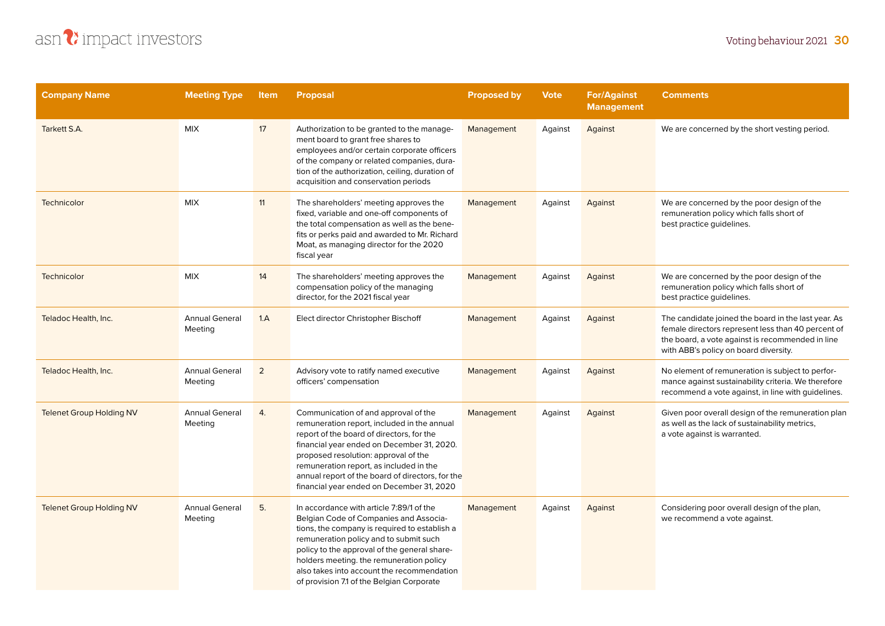| Company Name | Meeting Type | Item | Proposal | Proposed by | Vote | For/Against Management | Comments |
|---|---|---|---|---|---|---|---|
| Tarkett S.A. | MIX | 17 | Authorization to be granted to the management board to grant free shares to employees and/or certain corporate officers of the company or related companies, duration of the authorization, ceiling, duration of acquisition and conservation periods | Management | Against | Against | We are concerned by the short vesting period. |
| Technicolor | MIX | 11 | The shareholders' meeting approves the fixed, variable and one-off components of the total compensation as well as the benefits or perks paid and awarded to Mr. Richard Moat, as managing director for the 2020 fiscal year | Management | Against | Against | We are concerned by the poor design of the remuneration policy which falls short of best practice guidelines. |
| Technicolor | MIX | 14 | The shareholders' meeting approves the compensation policy of the managing director, for the 2021 fiscal year | Management | Against | Against | We are concerned by the poor design of the remuneration policy which falls short of best practice guidelines. |
| Teladoc Health, Inc. | Annual General Meeting | 1.A | Elect director Christopher Bischoff | Management | Against | Against | The candidate joined the board in the last year. As female directors represent less than 40 percent of the board, a vote against is recommended in line with ABB's policy on board diversity. |
| Teladoc Health, Inc. | Annual General Meeting | 2 | Advisory vote to ratify named executive officers' compensation | Management | Against | Against | No element of remuneration is subject to performance against sustainability criteria. We therefore recommend a vote against, in line with guidelines. |
| Telenet Group Holding NV | Annual General Meeting | 4. | Communication of and approval of the remuneration report, included in the annual report of the board of directors, for the financial year ended on December 31, 2020. proposed resolution: approval of the remuneration report, as included in the annual report of the board of directors, for the financial year ended on December 31, 2020 | Management | Against | Against | Given poor overall design of the remuneration plan as well as the lack of sustainability metrics, a vote against is warranted. |
| Telenet Group Holding NV | Annual General Meeting | 5. | In accordance with article 7:89/1 of the Belgian Code of Companies and Associations, the company is required to establish a remuneration policy and to submit such policy to the approval of the general shareholders meeting. the remuneration policy also takes into account the recommendation of provision 7.1 of the Belgian Corporate | Management | Against | Against | Considering poor overall design of the plan, we recommend a vote against. |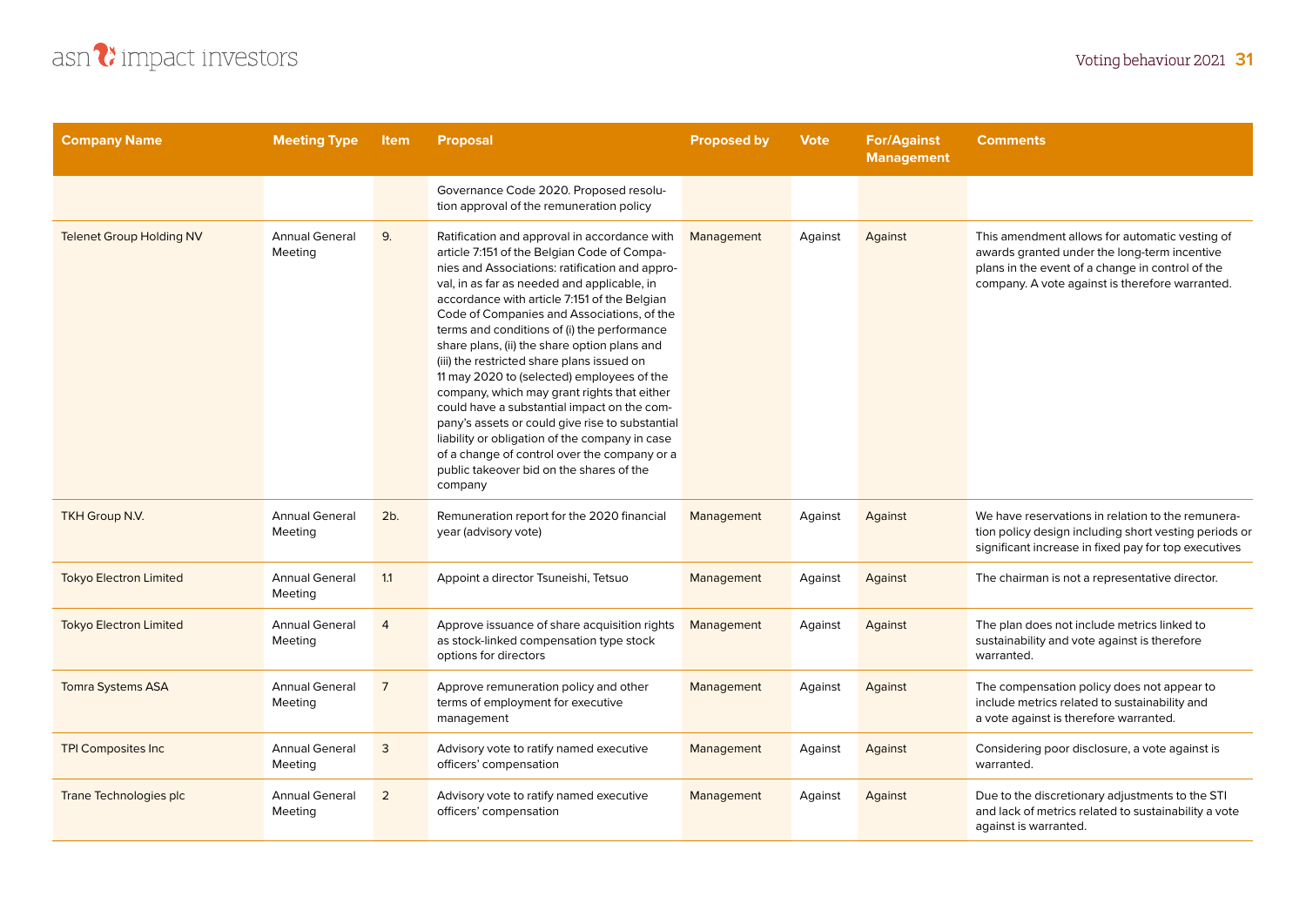| Company Name | Meeting Type | Item | Proposal | Proposed by | Vote | For/Against Management | Comments |
|---|---|---|---|---|---|---|---|
| | | | Governance Code 2020. Proposed resolution approval of the remuneration policy | | | | |
| Telenet Group Holding NV | Annual General Meeting | 9. | Ratification and approval in accordance with article 7:151 of the Belgian Code of Companies and Associations: ratification and approval, in as far as needed and applicable, in accordance with article 7:151 of the Belgian Code of Companies and Associations, of the terms and conditions of (i) the performance share plans, (ii) the share option plans and (iii) the restricted share plans issued on 11 may 2020 to (selected) employees of the company, which may grant rights that either could have a substantial impact on the company's assets or could give rise to substantial liability or obligation of the company in case of a change of control over the company or a public takeover bid on the shares of the company | Management | Against | Against | This amendment allows for automatic vesting of awards granted under the long-term incentive plans in the event of a change in control of the company. A vote against is therefore warranted. |
| TKH Group N.V. | Annual General Meeting | 2b. | Remuneration report for the 2020 financial year (advisory vote) | Management | Against | Against | We have reservations in relation to the remuneration policy design including short vesting periods or significant increase in fixed pay for top executives |
| Tokyo Electron Limited | Annual General Meeting | 1.1 | Appoint a director Tsuneishi, Tetsuo | Management | Against | Against | The chairman is not a representative director. |
| Tokyo Electron Limited | Annual General Meeting | 4 | Approve issuance of share acquisition rights as stock-linked compensation type stock options for directors | Management | Against | Against | The plan does not include metrics linked to sustainability and vote against is therefore warranted. |
| Tomra Systems ASA | Annual General Meeting | 7 | Approve remuneration policy and other terms of employment for executive management | Management | Against | Against | The compensation policy does not appear to include metrics related to sustainability and a vote against is therefore warranted. |
| TPI Composites Inc | Annual General Meeting | 3 | Advisory vote to ratify named executive officers' compensation | Management | Against | Against | Considering poor disclosure, a vote against is warranted. |
| Trane Technologies plc | Annual General Meeting | 2 | Advisory vote to ratify named executive officers' compensation | Management | Against | Against | Due to the discretionary adjustments to the STI and lack of metrics related to sustainability a vote against is warranted. |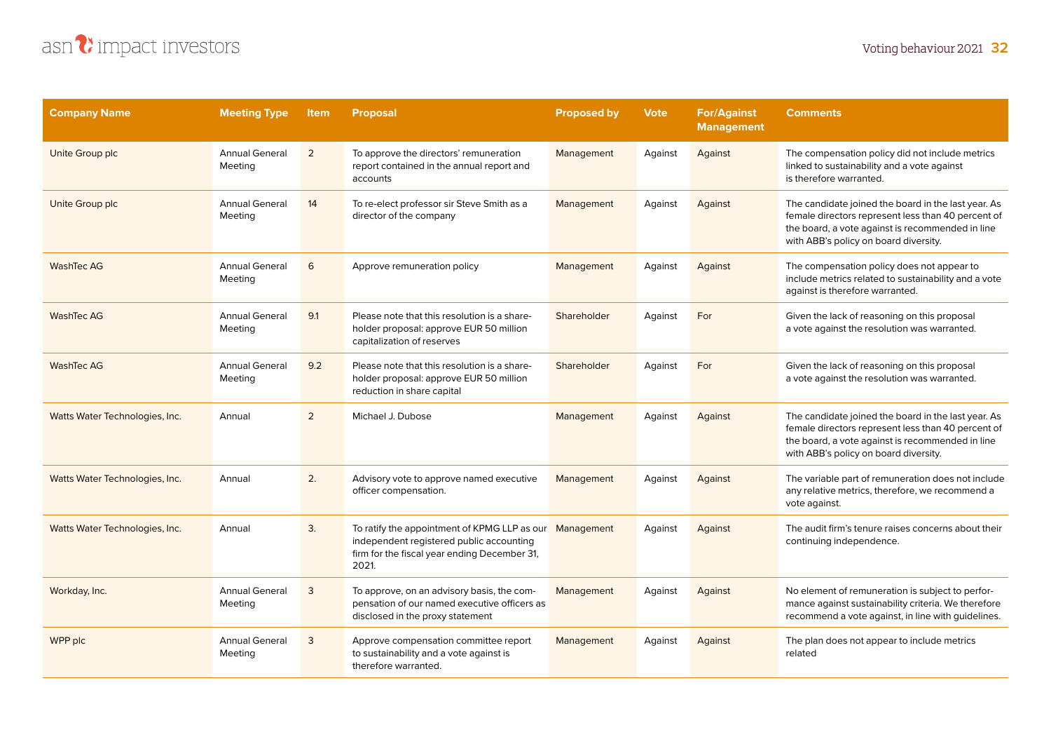| Company Name | Meeting Type | Item | Proposal | Proposed by | Vote | For/Against Management | Comments |
|---|---|---|---|---|---|---|---|
| Unite Group plc | Annual General Meeting | 2 | To approve the directors' remuneration report contained in the annual report and accounts | Management | Against | Against | The compensation policy did not include metrics linked to sustainability and a vote against is therefore warranted. |
| Unite Group plc | Annual General Meeting | 14 | To re-elect professor sir Steve Smith as a director of the company | Management | Against | Against | The candidate joined the board in the last year. As female directors represent less than 40 percent of the board, a vote against is recommended in line with ABB's policy on board diversity. |
| WashTec AG | Annual General Meeting | 6 | Approve remuneration policy | Management | Against | Against | The compensation policy does not appear to include metrics related to sustainability and a vote against is therefore warranted. |
| WashTec AG | Annual General Meeting | 9.1 | Please note that this resolution is a share-holder proposal: approve EUR 50 million capitalization of reserves | Shareholder | Against | For | Given the lack of reasoning on this proposal a vote against the resolution was warranted. |
| WashTec AG | Annual General Meeting | 9.2 | Please note that this resolution is a share-holder proposal: approve EUR 50 million reduction in share capital | Shareholder | Against | For | Given the lack of reasoning on this proposal a vote against the resolution was warranted. |
| Watts Water Technologies, Inc. | Annual | 2 | Michael J. Dubose | Management | Against | Against | The candidate joined the board in the last year. As female directors represent less than 40 percent of the board, a vote against is recommended in line with ABB's policy on board diversity. |
| Watts Water Technologies, Inc. | Annual | 2. | Advisory vote to approve named executive officer compensation. | Management | Against | Against | The variable part of remuneration does not include any relative metrics, therefore, we recommend a vote against. |
| Watts Water Technologies, Inc. | Annual | 3. | To ratify the appointment of KPMG LLP as our independent registered public accounting firm for the fiscal year ending December 31, 2021. | Management | Against | Against | The audit firm's tenure raises concerns about their continuing independence. |
| Workday, Inc. | Annual General Meeting | 3 | To approve, on an advisory basis, the compensation of our named executive officers as disclosed in the proxy statement | Management | Against | Against | No element of remuneration is subject to performance against sustainability criteria. We therefore recommend a vote against, in line with guidelines. |
| WPP plc | Annual General Meeting | 3 | Approve compensation committee report to sustainability and a vote against is therefore warranted. | Management | Against | Against | The plan does not appear to include metrics related |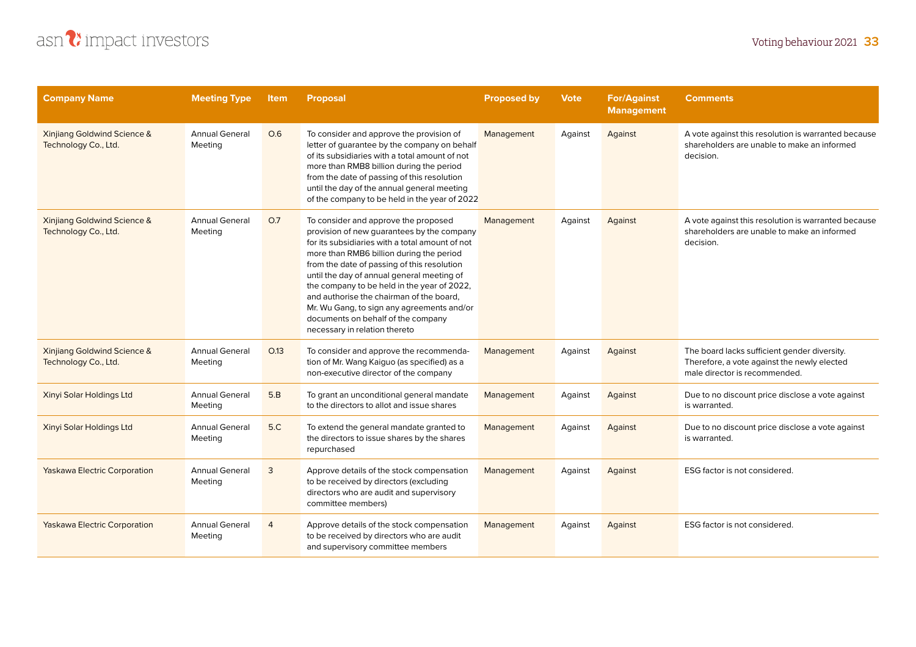| Company Name | Meeting Type | Item | Proposal | Proposed by | Vote | For/Against Management | Comments |
|---|---|---|---|---|---|---|---|
| Xinjiang Goldwind Science & Technology Co., Ltd. | Annual General Meeting | O.6 | To consider and approve the provision of letter of guarantee by the company on behalf of its subsidiaries with a total amount of not more than RMB8 billion during the period from the date of passing of this resolution until the day of the annual general meeting of the company to be held in the year of 2022 | Management | Against | Against | A vote against this resolution is warranted because shareholders are unable to make an informed decision. |
| Xinjiang Goldwind Science & Technology Co., Ltd. | Annual General Meeting | O.7 | To consider and approve the proposed provision of new guarantees by the company for its subsidiaries with a total amount of not more than RMB6 billion during the period from the date of passing of this resolution until the day of annual general meeting of the company to be held in the year of 2022, and authorise the chairman of the board, Mr. Wu Gang, to sign any agreements and/or documents on behalf of the company necessary in relation thereto | Management | Against | Against | A vote against this resolution is warranted because shareholders are unable to make an informed decision. |
| Xinjiang Goldwind Science & Technology Co., Ltd. | Annual General Meeting | O.13 | To consider and approve the recommendation of Mr. Wang Kaiguo (as specified) as a non-executive director of the company | Management | Against | Against | The board lacks sufficient gender diversity. Therefore, a vote against the newly elected male director is recommended. |
| Xinyi Solar Holdings Ltd | Annual General Meeting | 5.B | To grant an unconditional general mandate to the directors to allot and issue shares | Management | Against | Against | Due to no discount price disclose a vote against is warranted. |
| Xinyi Solar Holdings Ltd | Annual General Meeting | 5.C | To extend the general mandate granted to the directors to issue shares by the shares repurchased | Management | Against | Against | Due to no discount price disclose a vote against is warranted. |
| Yaskawa Electric Corporation | Annual General Meeting | 3 | Approve details of the stock compensation to be received by directors (excluding directors who are audit and supervisory committee members) | Management | Against | Against | ESG factor is not considered. |
| Yaskawa Electric Corporation | Annual General Meeting | 4 | Approve details of the stock compensation to be received by directors who are audit and supervisory committee members | Management | Against | Against | ESG factor is not considered. |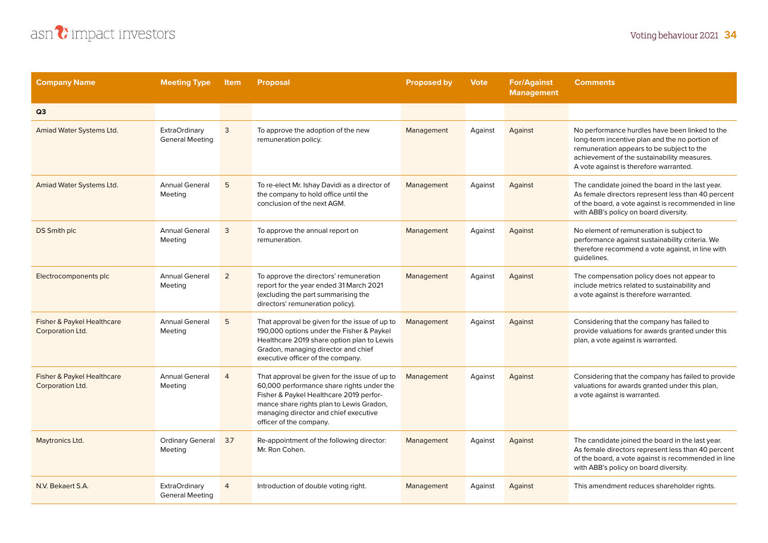| Company Name | Meeting Type | Item | Proposal | Proposed by | Vote | For/Against Management | Comments |
|---|---|---|---|---|---|---|---|
| **Q3** | | | | | | | |
| Amiad Water Systems Ltd. | ExtraOrdinary General Meeting | 3 | To approve the adoption of the new remuneration policy. | Management | Against | Against | No performance hurdles have been linked to the long-term incentive plan and the no portion of remuneration appears to be subject to the achievement of the sustainability measures. A vote against is therefore warranted. |
| Amiad Water Systems Ltd. | Annual General Meeting | 5 | To re-elect Mr. Ishay Davidi as a director of the company to hold office until the conclusion of the next AGM. | Management | Against | Against | The candidate joined the board in the last year. As female directors represent less than 40 percent of the board, a vote against is recommended in line with ABB's policy on board diversity. |
| DS Smith plc | Annual General Meeting | 3 | To approve the annual report on remuneration. | Management | Against | Against | No element of remuneration is subject to performance against sustainability criteria. We therefore recommend a vote against, in line with guidelines. |
| Electrocomponents plc | Annual General Meeting | 2 | To approve the directors' remuneration report for the year ended 31 March 2021 (excluding the part summarising the directors' remuneration policy). | Management | Against | Against | The compensation policy does not appear to include metrics related to sustainability and a vote against is therefore warranted. |
| Fisher & Paykel Healthcare Corporation Ltd. | Annual General Meeting | 5 | That approval be given for the issue of up to 190,000 options under the Fisher & Paykel Healthcare 2019 share option plan to Lewis Gradon, managing director and chief executive officer of the company. | Management | Against | Against | Considering that the company has failed to provide valuations for awards granted under this plan, a vote against is warranted. |
| Fisher & Paykel Healthcare Corporation Ltd. | Annual General Meeting | 4 | That approval be given for the issue of up to 60,000 performance share rights under the Fisher & Paykel Healthcare 2019 performance share rights plan to Lewis Gradon, managing director and chief executive officer of the company. | Management | Against | Against | Considering that the company has failed to provide valuations for awards granted under this plan, a vote against is warranted. |
| Maytronics Ltd. | Ordinary General Meeting | 3.7 | Re-appointment of the following director: Mr. Ron Cohen. | Management | Against | Against | The candidate joined the board in the last year. As female directors represent less than 40 percent of the board, a vote against is recommended in line with ABB's policy on board diversity. |
| N.V. Bekaert S.A. | ExtraOrdinary General Meeting | 4 | Introduction of double voting right. | Management | Against | Against | This amendment reduces shareholder rights. |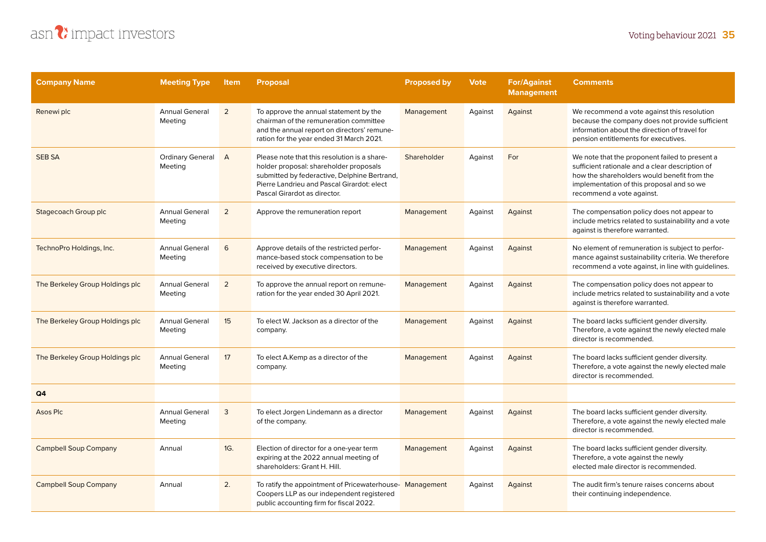| Company Name | Meeting Type | Item | Proposal | Proposed by | Vote | For/Against Management | Comments |
|---|---|---|---|---|---|---|---|
| Renewi plc | Annual General Meeting | 2 | To approve the annual statement by the chairman of the remuneration committee and the annual report on directors' remuneration for the year ended 31 March 2021. | Management | Against | Against | We recommend a vote against this resolution because the company does not provide sufficient information about the direction of travel for pension entitlements for executives. |
| SEB SA | Ordinary General Meeting | A | Please note that this resolution is a shareholder proposal: shareholder proposals submitted by federactive, Delphine Bertrand, Pierre Landrieu and Pascal Girardot: elect Pascal Girardot as director. | Shareholder | Against | For | We note that the proponent failed to present a sufficient rationale and a clear description of how the shareholders would benefit from the implementation of this proposal and so we recommend a vote against. |
| Stagecoach Group plc | Annual General Meeting | 2 | Approve the remuneration report | Management | Against | Against | The compensation policy does not appear to include metrics related to sustainability and a vote against is therefore warranted. |
| TechnoPro Holdings, Inc. | Annual General Meeting | 6 | Approve details of the restricted performance-based stock compensation to be received by executive directors. | Management | Against | Against | No element of remuneration is subject to performance against sustainability criteria. We therefore recommend a vote against, in line with guidelines. |
| The Berkeley Group Holdings plc | Annual General Meeting | 2 | To approve the annual report on remuneration for the year ended 30 April 2021. | Management | Against | Against | The compensation policy does not appear to include metrics related to sustainability and a vote against is therefore warranted. |
| The Berkeley Group Holdings plc | Annual General Meeting | 15 | To elect W. Jackson as a director of the company. | Management | Against | Against | The board lacks sufficient gender diversity. Therefore, a vote against the newly elected male director is recommended. |
| The Berkeley Group Holdings plc | Annual General Meeting | 17 | To elect A.Kemp as a director of the company. | Management | Against | Against | The board lacks sufficient gender diversity. Therefore, a vote against the newly elected male director is recommended. |
| **Q4** | | | | | | | |
| Asos Plc | Annual General Meeting | 3 | To elect Jorgen Lindemann as a director of the company. | Management | Against | Against | The board lacks sufficient gender diversity. Therefore, a vote against the newly elected male director is recommended. |
| Campbell Soup Company | Annual | 1G. | Election of director for a one-year term expiring at the 2022 annual meeting of shareholders: Grant H. Hill. | Management | Against | Against | The board lacks sufficient gender diversity. Therefore, a vote against the newly elected male director is recommended. |
| Campbell Soup Company | Annual | 2. | To ratify the appointment of PricewaterhouseCoopers LLP as our independent registered public accounting firm for fiscal 2022. | Management | Against | Against | The audit firm's tenure raises concerns about their continuing independence. |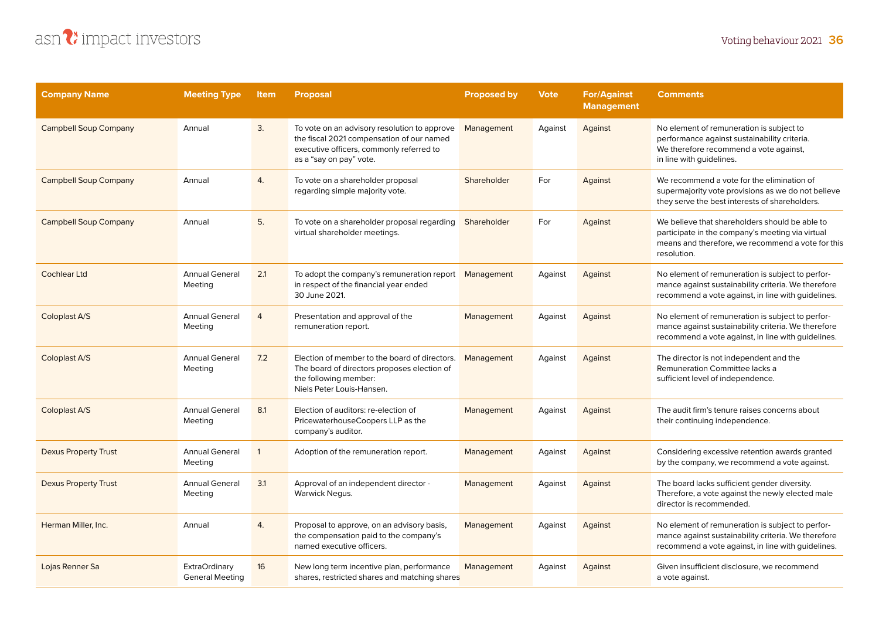| Company Name | Meeting Type | Item | Proposal | Proposed by | Vote | For/Against Management | Comments |
|---|---|---|---|---|---|---|---|
| Campbell Soup Company | Annual | 3. | To vote on an advisory resolution to approve the fiscal 2021 compensation of our named executive officers, commonly referred to as a "say on pay" vote. | Management | Against | Against | No element of remuneration is subject to performance against sustainability criteria. We therefore recommend a vote against, in line with guidelines. |
| Campbell Soup Company | Annual | 4. | To vote on a shareholder proposal regarding simple majority vote. | Shareholder | For | Against | We recommend a vote for the elimination of supermajority vote provisions as we do not believe they serve the best interests of shareholders. |
| Campbell Soup Company | Annual | 5. | To vote on a shareholder proposal regarding virtual shareholder meetings. | Shareholder | For | Against | We believe that shareholders should be able to participate in the company's meeting via virtual means and therefore, we recommend a vote for this resolution. |
| Cochlear Ltd | Annual General Meeting | 2.1 | To adopt the company's remuneration report in respect of the financial year ended 30 June 2021. | Management | Against | Against | No element of remuneration is subject to performance against sustainability criteria. We therefore recommend a vote against, in line with guidelines. |
| Coloplast A/S | Annual General Meeting | 4 | Presentation and approval of the remuneration report. | Management | Against | Against | No element of remuneration is subject to performance against sustainability criteria. We therefore recommend a vote against, in line with guidelines. |
| Coloplast A/S | Annual General Meeting | 7.2 | Election of member to the board of directors. The board of directors proposes election of the following member: Niels Peter Louis-Hansen. | Management | Against | Against | The director is not independent and the Remuneration Committee lacks a sufficient level of independence. |
| Coloplast A/S | Annual General Meeting | 8.1 | Election of auditors: re-election of PricewaterhouseCoopers LLP as the company's auditor. | Management | Against | Against | The audit firm's tenure raises concerns about their continuing independence. |
| Dexus Property Trust | Annual General Meeting | 1 | Adoption of the remuneration report. | Management | Against | Against | Considering excessive retention awards granted by the company, we recommend a vote against. |
| Dexus Property Trust | Annual General Meeting | 3.1 | Approval of an independent director - Warwick Negus. | Management | Against | Against | The board lacks sufficient gender diversity. Therefore, a vote against the newly elected male director is recommended. |
| Herman Miller, Inc. | Annual | 4. | Proposal to approve, on an advisory basis, the compensation paid to the company's named executive officers. | Management | Against | Against | No element of remuneration is subject to performance against sustainability criteria. We therefore recommend a vote against, in line with guidelines. |
| Lojas Renner Sa | ExtraOrdinary General Meeting | 16 | New long term incentive plan, performance shares, restricted shares and matching shares | Management | Against | Against | Given insufficient disclosure, we recommend a vote against. |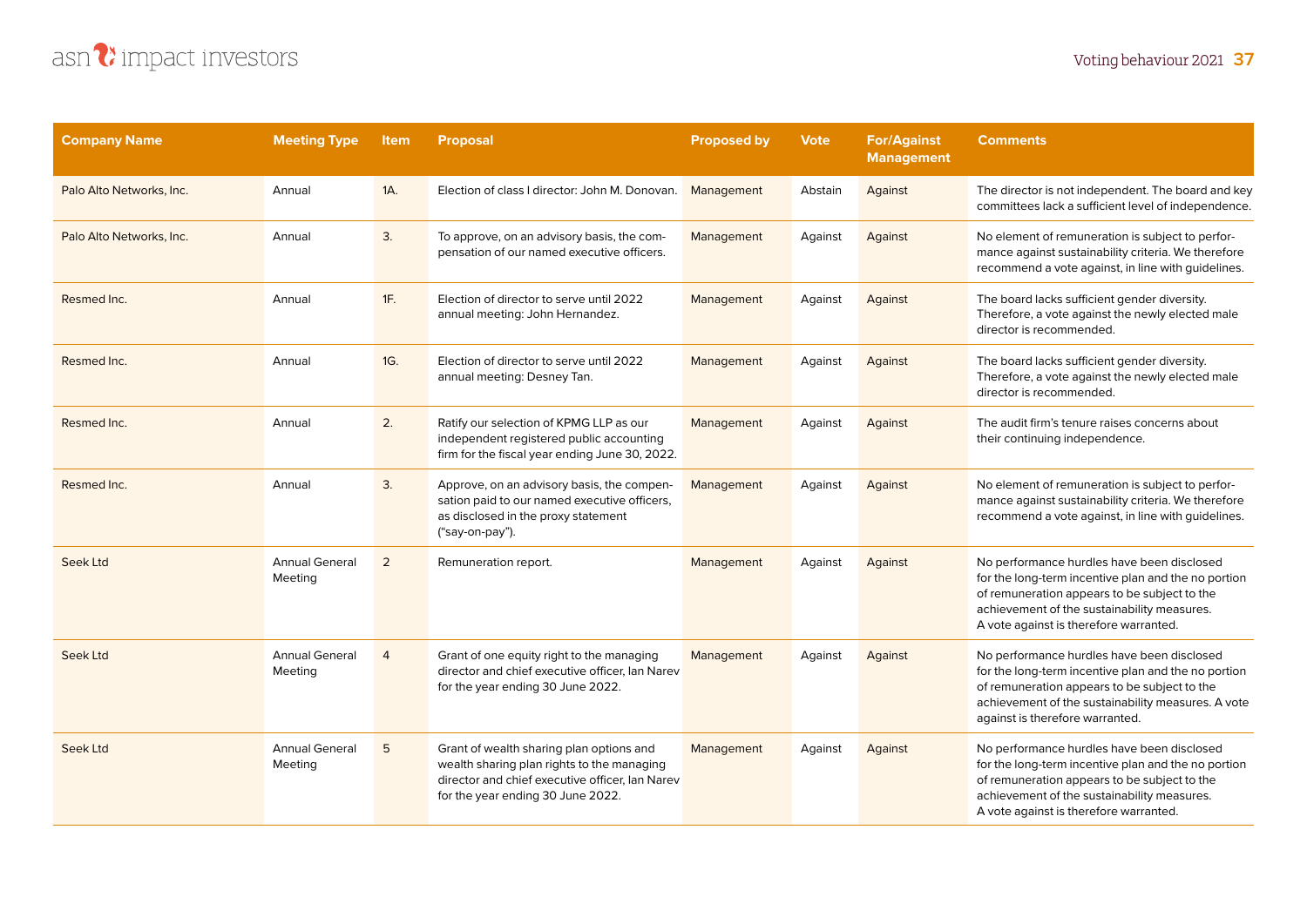| Company Name | Meeting Type | Item | Proposal | Proposed by | Vote | For/Against Management | Comments |
|---|---|---|---|---|---|---|---|
| Palo Alto Networks, Inc. | Annual | 1A. | Election of class I director: John M. Donovan. | Management | Abstain | Against | The director is not independent. The board and key committees lack a sufficient level of independence. |
| Palo Alto Networks, Inc. | Annual | 3. | To approve, on an advisory basis, the compensation of our named executive officers. | Management | Against | Against | No element of remuneration is subject to performance against sustainability criteria. We therefore recommend a vote against, in line with guidelines. |
| Resmed Inc. | Annual | 1F. | Election of director to serve until 2022 annual meeting: John Hernandez. | Management | Against | Against | The board lacks sufficient gender diversity. Therefore, a vote against the newly elected male director is recommended. |
| Resmed Inc. | Annual | 1G. | Election of director to serve until 2022 annual meeting: Desney Tan. | Management | Against | Against | The board lacks sufficient gender diversity. Therefore, a vote against the newly elected male director is recommended. |
| Resmed Inc. | Annual | 2. | Ratify our selection of KPMG LLP as our independent registered public accounting firm for the fiscal year ending June 30, 2022. | Management | Against | Against | The audit firm's tenure raises concerns about their continuing independence. |
| Resmed Inc. | Annual | 3. | Approve, on an advisory basis, the compensation paid to our named executive officers, as disclosed in the proxy statement ("say-on-pay"). | Management | Against | Against | No element of remuneration is subject to performance against sustainability criteria. We therefore recommend a vote against, in line with guidelines. |
| Seek Ltd | Annual General Meeting | 2 | Remuneration report. | Management | Against | Against | No performance hurdles have been disclosed for the long-term incentive plan and the no portion of remuneration appears to be subject to the achievement of the sustainability measures. A vote against is therefore warranted. |
| Seek Ltd | Annual General Meeting | 4 | Grant of one equity right to the managing director and chief executive officer, Ian Narev for the year ending 30 June 2022. | Management | Against | Against | No performance hurdles have been disclosed for the long-term incentive plan and the no portion of remuneration appears to be subject to the achievement of the sustainability measures. A vote against is therefore warranted. |
| Seek Ltd | Annual General Meeting | 5 | Grant of wealth sharing plan options and wealth sharing plan rights to the managing director and chief executive officer, Ian Narev for the year ending 30 June 2022. | Management | Against | Against | No performance hurdles have been disclosed for the long-term incentive plan and the no portion of remuneration appears to be subject to the achievement of the sustainability measures. A vote against is therefore warranted. |